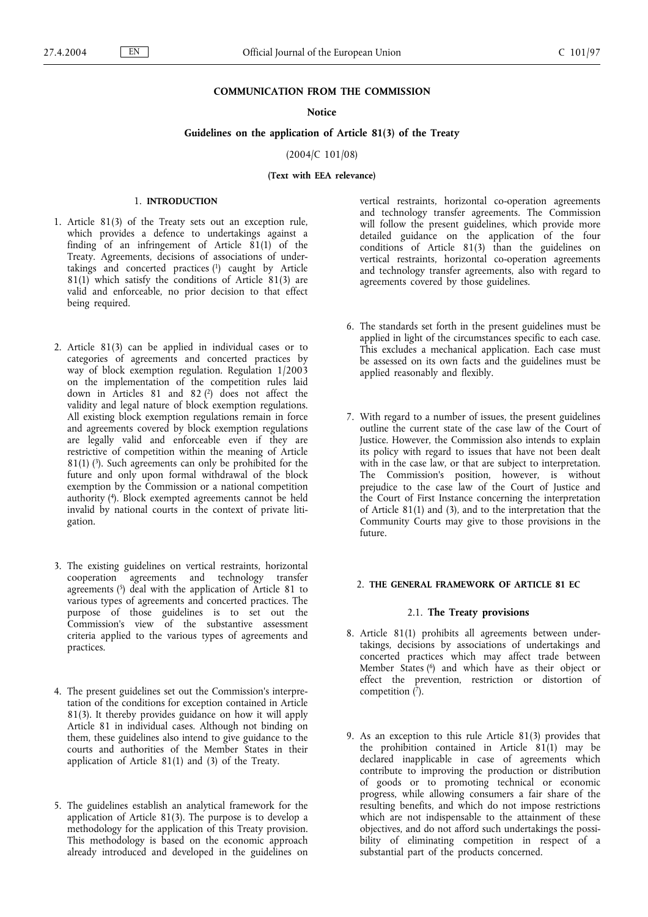# COMMUNICATION FROM THE COMMISSION

## Notice

## Guidelines on the application of Article 81(3) of the Treaty

(2004/C 101/08)

**(Text with EEA relevance)**

## 1. INTRODUCTION

1. Article 81(3) of the Treaty sets out an exception rule, which provides a defence to undertakings against a finding of an infringement of Article 81(1) of the Treaty. Agreements, decisions of associations of undertakings and concerted practices [1] caught by Article 81(1) which satisfy the conditions of Article 81(3) are valid and enforceable, no prior decision to that effect being required.

2. Article 81(3) can be applied in individual cases or to categories of agreements and concerted practices by way of block exemption regulation. Regulation 1/2003 on the implementation of the competition rules laid down in Articles 81 and 82 [2] does not affect the validity and legal nature of block exemption regulations. All existing block exemption regulations remain in force and agreements covered by block exemption regulations are legally valid and enforceable even if they are restrictive of competition within the meaning of Article 81(1) [3]. Such agreements can only be prohibited for the future and only upon formal withdrawal of the block exemption by the Commission or a national competition authority [4]. Block exempted agreements cannot be held invalid by national courts in the context of private litigation.

3. The existing guidelines on vertical restraints, horizontal cooperation agreements and technology transfer agreements [5] deal with the application of Article 81 to various types of agreements and concerted practices. The purpose of those guidelines is to set out the Commission's view of the substantive assessment criteria applied to the various types of agreements and practices.

4. The present guidelines set out the Commission's interpretation of the conditions for exception contained in Article 81(3). It thereby provides guidance on how it will apply Article 81 in individual cases. Although not binding on them, these guidelines also intend to give guidance to the courts and authorities of the Member States in their application of Article 81(1) and (3) of the Treaty.

5. The guidelines establish an analytical framework for the application of Article 81(3). The purpose is to develop a methodology for the application of this Treaty provision. This methodology is based on the economic approach already introduced and developed in the guidelines on vertical restraints, horizontal co-operation agreements and technology transfer agreements. The Commission will follow the present guidelines, which provide more detailed guidance on the application of the four conditions of Article 81(3) than the guidelines on vertical restraints, horizontal co-operation agreements and technology transfer agreements, also with regard to agreements covered by those guidelines.

6. The standards set forth in the present guidelines must be applied in light of the circumstances specific to each case. This excludes a mechanical application. Each case must be assessed on its own facts and the guidelines must be applied reasonably and flexibly.

7. With regard to a number of issues, the present guidelines outline the current state of the case law of the Court of Justice. However, the Commission also intends to explain its policy with regard to issues that have not been dealt with in the case law, or that are subject to interpretation. The Commission's position, however, is without prejudice to the case law of the Court of Justice and the Court of First Instance concerning the interpretation of Article 81(1) and (3), and to the interpretation that the Community Courts may give to those provisions in the future.

## 2. THE GENERAL FRAMEWORK OF ARTICLE 81 EC

### 2.1. The Treaty provisions

8. Article 81(1) prohibits all agreements between undertakings, decisions by associations of undertakings and concerted practices which may affect trade between Member States [6] and which have as their object or effect the prevention, restriction or distortion of competition [7].

9. As an exception to this rule Article 81(3) provides that the prohibition contained in Article 81(1) may be declared inapplicable in case of agreements which contribute to improving the production or distribution of goods or to promoting technical or economic progress, while allowing consumers a fair share of the resulting benefits, and which do not impose restrictions which are not indispensable to the attainment of these objectives, and do not afford such undertakings the possibility of eliminating competition in respect of a substantial part of the products concerned.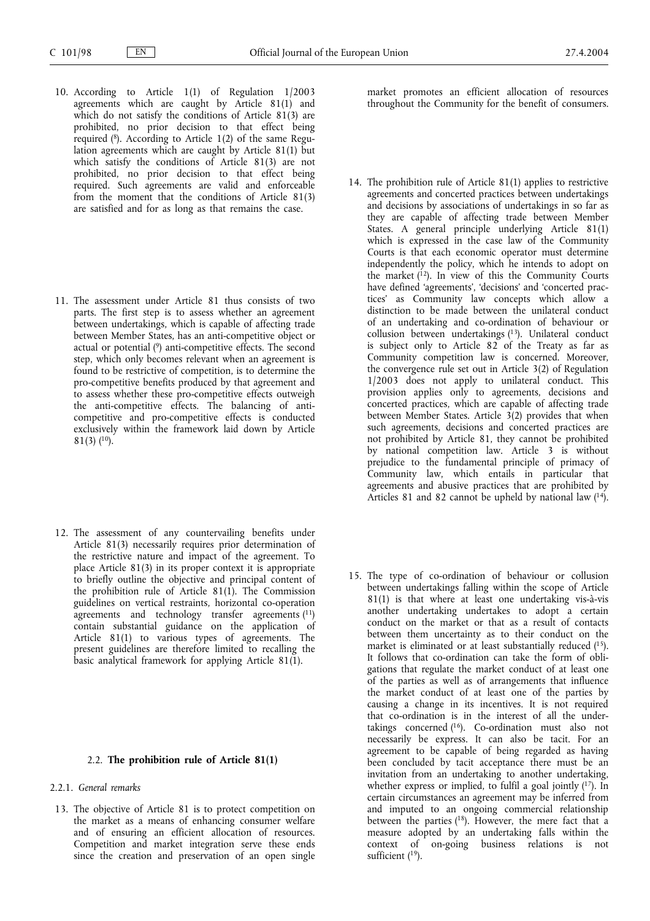10. According to Article 1(1) of Regulation 1/2003 agreements which are caught by Article 81(1) and which do not satisfy the conditions of Article 81(3) are prohibited, no prior decision to that effect being required ([8]). According to Article 1(2) of the same Regulation agreements which are caught by Article 81(1) but which satisfy the conditions of Article 81(3) are not prohibited, no prior decision to that effect being required. Such agreements are valid and enforceable from the moment that the conditions of Article 81(3) are satisfied and for as long as that remains the case.

11. The assessment under Article 81 thus consists of two parts. The first step is to assess whether an agreement between undertakings, which is capable of affecting trade between Member States, has an anti-competitive object or actual or potential ([9]) anti-competitive effects. The second step, which only becomes relevant when an agreement is found to be restrictive of competition, is to determine the pro-competitive benefits produced by that agreement and to assess whether these pro-competitive effects outweigh the anti-competitive effects. The balancing of anti-competitive and pro-competitive effects is conducted exclusively within the framework laid down by Article 81(3) ([10]).

12. The assessment of any countervailing benefits under Article 81(3) necessarily requires prior determination of the restrictive nature and impact of the agreement. To place Article 81(3) in its proper context it is appropriate to briefly outline the objective and principal content of the prohibition rule of Article 81(1). The Commission guidelines on vertical restraints, horizontal co-operation agreements and technology transfer agreements ([11]) contain substantial guidance on the application of Article 81(1) to various types of agreements. The present guidelines are therefore limited to recalling the basic analytical framework for applying Article 81(1).

## 2.2. **The prohibition rule of Article 81(1)**

### 2.2.1. *General remarks*

13. The objective of Article 81 is to protect competition on the market as a means of enhancing consumer welfare and of ensuring an efficient allocation of resources. Competition and market integration serve these ends since the creation and preservation of an open single market promotes an efficient allocation of resources throughout the Community for the benefit of consumers.

14. The prohibition rule of Article 81(1) applies to restrictive agreements and concerted practices between undertakings and decisions by associations of undertakings in so far as they are capable of affecting trade between Member States. A general principle underlying Article 81(1) which is expressed in the case law of the Community Courts is that each economic operator must determine independently the policy, which he intends to adopt on the market ([12]). In view of this the Community Courts have defined 'agreements', 'decisions' and 'concerted practices' as Community law concepts which allow a distinction to be made between the unilateral conduct of an undertaking and co-ordination of behaviour or collusion between undertakings ([13]). Unilateral conduct is subject only to Article 82 of the Treaty as far as Community competition law is concerned. Moreover, the convergence rule set out in Article 3(2) of Regulation 1/2003 does not apply to unilateral conduct. This provision applies only to agreements, decisions and concerted practices, which are capable of affecting trade between Member States. Article 3(2) provides that when such agreements, decisions and concerted practices are not prohibited by Article 81, they cannot be prohibited by national competition law. Article 3 is without prejudice to the fundamental principle of primacy of Community law, which entails in particular that agreements and abusive practices that are prohibited by Articles 81 and 82 cannot be upheld by national law ([14]).

15. The type of co-ordination of behaviour or collusion between undertakings falling within the scope of Article 81(1) is that where at least one undertaking vis-à-vis another undertaking undertakes to adopt a certain conduct on the market or that as a result of contacts between them uncertainty as to their conduct on the market is eliminated or at least substantially reduced ([15]). It follows that co-ordination can take the form of obligations that regulate the market conduct of at least one of the parties as well as of arrangements that influence the market conduct of at least one of the parties by causing a change in its incentives. It is not required that co-ordination is in the interest of all the undertakings concerned ([16]). Co-ordination must also not necessarily be express. It can also be tacit. For an agreement to be capable of being regarded as having been concluded by tacit acceptance there must be an invitation from an undertaking to another undertaking, whether express or implied, to fulfil a goal jointly ([17]). In certain circumstances an agreement may be inferred from and imputed to an ongoing commercial relationship between the parties ([18]). However, the mere fact that a measure adopted by an undertaking falls within the context of on-going business relations is not sufficient ([19]).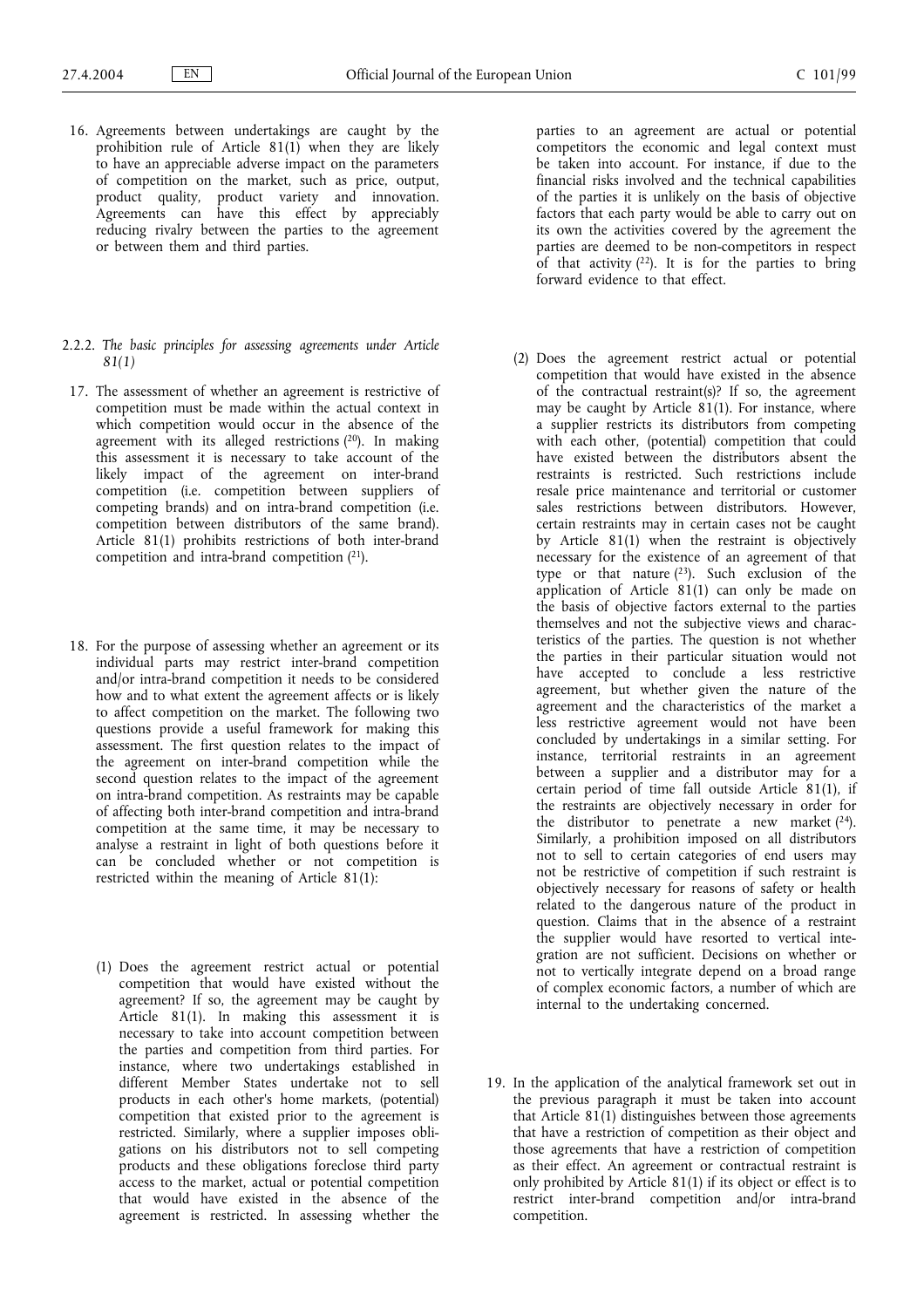16. Agreements between undertakings are caught by the prohibition rule of Article 81(1) when they are likely to have an appreciable adverse impact on the parameters of competition on the market, such as price, output, product quality, product variety and innovation. Agreements can have this effect by appreciably reducing rivalry between the parties to the agreement or between them and third parties.

### 2.2.2. *The basic principles for assessing agreements under Article 81(1)*

17. The assessment of whether an agreement is restrictive of competition must be made within the actual context in which competition would occur in the absence of the agreement with its alleged restrictions [20]. In making this assessment it is necessary to take account of the likely impact of the agreement on inter-brand competition (i.e. competition between suppliers of competing brands) and on intra-brand competition (i.e. competition between distributors of the same brand). Article 81(1) prohibits restrictions of both inter-brand competition and intra-brand competition [21].

18. For the purpose of assessing whether an agreement or its individual parts may restrict inter-brand competition and/or intra-brand competition it needs to be considered how and to what extent the agreement affects or is likely to affect competition on the market. The following two questions provide a useful framework for making this assessment. The first question relates to the impact of the agreement on inter-brand competition while the second question relates to the impact of the agreement on intra-brand competition. As restraints may be capable of affecting both inter-brand competition and intra-brand competition at the same time, it may be necessary to analyse a restraint in light of both questions before it can be concluded whether or not competition is restricted within the meaning of Article 81(1):

    (1) Does the agreement restrict actual or potential competition that would have existed without the agreement? If so, the agreement may be caught by Article 81(1). In making this assessment it is necessary to take into account competition between the parties and competition from third parties. For instance, where two undertakings established in different Member States undertake not to sell products in each other's home markets, (potential) competition that existed prior to the agreement is restricted. Similarly, where a supplier imposes obligations on his distributors not to sell competing products and these obligations foreclose third party access to the market, actual or potential competition that would have existed in the absence of the agreement is restricted. In assessing whether the parties to an agreement are actual or potential competitors the economic and legal context must be taken into account. For instance, if due to the financial risks involved and the technical capabilities of the parties it is unlikely on the basis of objective factors that each party would be able to carry out on its own the activities covered by the agreement the parties are deemed to be non-competitors in respect of that activity [22]. It is for the parties to bring forward evidence to that effect.

    (2) Does the agreement restrict actual or potential competition that would have existed in the absence of the contractual restraint(s)? If so, the agreement may be caught by Article 81(1). For instance, where a supplier restricts its distributors from competing with each other, (potential) competition that could have existed between the distributors absent the restraints is restricted. Such restrictions include resale price maintenance and territorial or customer sales restrictions between distributors. However, certain restraints may in certain cases not be caught by Article 81(1) when the restraint is objectively necessary for the existence of an agreement of that type or that nature [23]. Such exclusion of the application of Article 81(1) can only be made on the basis of objective factors external to the parties themselves and not the subjective views and characteristics of the parties. The question is not whether the parties in their particular situation would not have accepted to conclude a less restrictive agreement, but whether given the nature of the agreement and the characteristics of the market a less restrictive agreement would not have been concluded by undertakings in a similar setting. For instance, territorial restraints in an agreement between a supplier and a distributor may for a certain period of time fall outside Article 81(1), if the restraints are objectively necessary in order for the distributor to penetrate a new market [24]. Similarly, a prohibition imposed on all distributors not to sell to certain categories of end users may not be restrictive of competition if such restraint is objectively necessary for reasons of safety or health related to the dangerous nature of the product in question. Claims that in the absence of a restraint the supplier would have resorted to vertical integration are not sufficient. Decisions on whether or not to vertically integrate depend on a broad range of complex economic factors, a number of which are internal to the undertaking concerned.

19. In the application of the analytical framework set out in the previous paragraph it must be taken into account that Article 81(1) distinguishes between those agreements that have a restriction of competition as their object and those agreements that have a restriction of competition as their effect. An agreement or contractual restraint is only prohibited by Article 81(1) if its object or effect is to restrict inter-brand competition and/or intra-brand competition.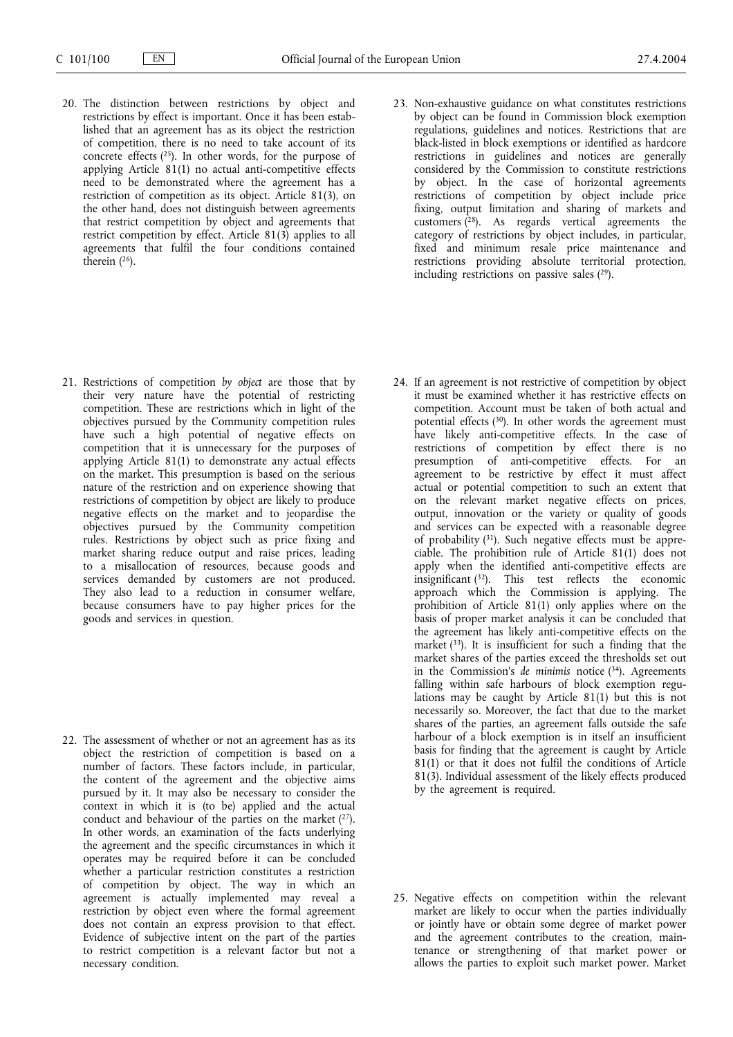20. The distinction between restrictions by object and restrictions by effect is important. Once it has been established that an agreement has as its object the restriction of competition, there is no need to take account of its concrete effects [25]. In other words, for the purpose of applying Article 81(1) no actual anti-competitive effects need to be demonstrated where the agreement has a restriction of competition as its object. Article 81(3), on the other hand, does not distinguish between agreements that restrict competition by object and agreements that restrict competition by effect. Article 81(3) applies to all agreements that fulfil the four conditions contained therein [26].

21. Restrictions of competition *by object* are those that by their very nature have the potential of restricting competition. These are restrictions which in light of the objectives pursued by the Community competition rules have such a high potential of negative effects on competition that it is unnecessary for the purposes of applying Article 81(1) to demonstrate any actual effects on the market. This presumption is based on the serious nature of the restriction and on experience showing that restrictions of competition by object are likely to produce negative effects on the market and to jeopardise the objectives pursued by the Community competition rules. Restrictions by object such as price fixing and market sharing reduce output and raise prices, leading to a misallocation of resources, because goods and services demanded by customers are not produced. They also lead to a reduction in consumer welfare, because consumers have to pay higher prices for the goods and services in question.

22. The assessment of whether or not an agreement has as its object the restriction of competition is based on a number of factors. These factors include, in particular, the content of the agreement and the objective aims pursued by it. It may also be necessary to consider the context in which it is (to be) applied and the actual conduct and behaviour of the parties on the market [27]. In other words, an examination of the facts underlying the agreement and the specific circumstances in which it operates may be required before it can be concluded whether a particular restriction constitutes a restriction of competition by object. The way in which an agreement is actually implemented may reveal a restriction by object even where the formal agreement does not contain an express provision to that effect. Evidence of subjective intent on the part of the parties to restrict competition is a relevant factor but not a necessary condition.

23. Non-exhaustive guidance on what constitutes restrictions by object can be found in Commission block exemption regulations, guidelines and notices. Restrictions that are black-listed in block exemptions or identified as hardcore restrictions in guidelines and notices are generally considered by the Commission to constitute restrictions by object. In the case of horizontal agreements restrictions of competition by object include price fixing, output limitation and sharing of markets and customers [28]. As regards vertical agreements the category of restrictions by object includes, in particular, fixed and minimum resale price maintenance and restrictions providing absolute territorial protection, including restrictions on passive sales [29].

24. If an agreement is not restrictive of competition by object it must be examined whether it has restrictive effects on competition. Account must be taken of both actual and potential effects [30]. In other words the agreement must have likely anti-competitive effects. In the case of restrictions of competition by effect there is no presumption of anti-competitive effects. For an agreement to be restrictive by effect it must affect actual or potential competition to such an extent that on the relevant market negative effects on prices, output, innovation or the variety or quality of goods and services can be expected with a reasonable degree of probability [31]. Such negative effects must be appreciable. The prohibition rule of Article 81(1) does not apply when the identified anti-competitive effects are insignificant [32]. This test reflects the economic approach which the Commission is applying. The prohibition of Article 81(1) only applies where on the basis of proper market analysis it can be concluded that the agreement has likely anti-competitive effects on the market [33]. It is insufficient for such a finding that the market shares of the parties exceed the thresholds set out in the Commission's *de minimis* notice [34]. Agreements falling within safe harbours of block exemption regulations may be caught by Article 81(1) but this is not necessarily so. Moreover, the fact that due to the market shares of the parties, an agreement falls outside the safe harbour of a block exemption is in itself an insufficient basis for finding that the agreement is caught by Article 81(1) or that it does not fulfil the conditions of Article 81(3). Individual assessment of the likely effects produced by the agreement is required.

25. Negative effects on competition within the relevant market are likely to occur when the parties individually or jointly have or obtain some degree of market power and the agreement contributes to the creation, maintenance or strengthening of that market power or allows the parties to exploit such market power. Market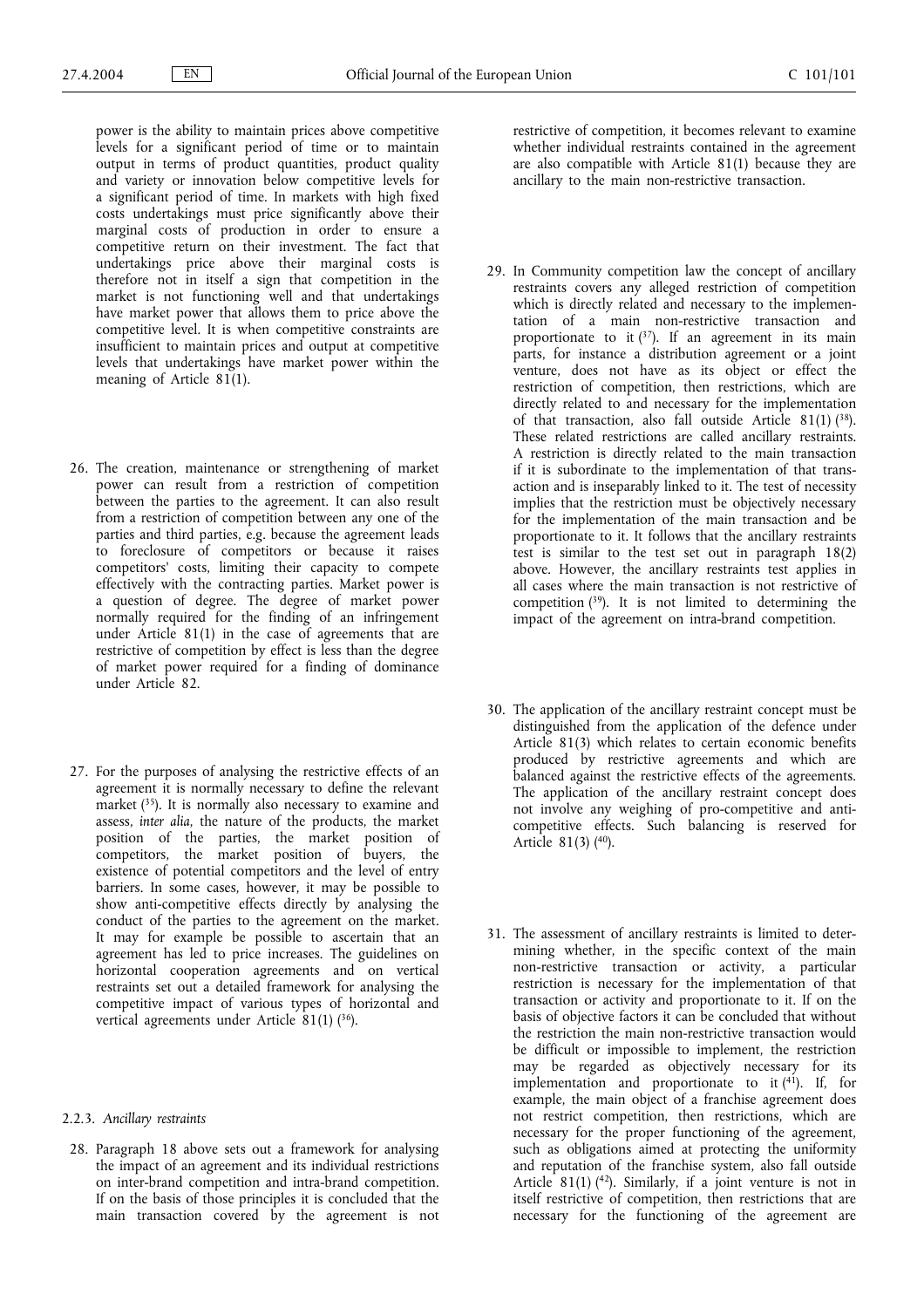power is the ability to maintain prices above competitive levels for a significant period of time or to maintain output in terms of product quantities, product quality and variety or innovation below competitive levels for a significant period of time. In markets with high fixed costs undertakings must price significantly above their marginal costs of production in order to ensure a competitive return on their investment. The fact that undertakings price above their marginal costs is therefore not in itself a sign that competition in the market is not functioning well and that undertakings have market power that allows them to price above the competitive level. It is when competitive constraints are insufficient to maintain prices and output at competitive levels that undertakings have market power within the meaning of Article 81(1).

26. The creation, maintenance or strengthening of market power can result from a restriction of competition between the parties to the agreement. It can also result from a restriction of competition between any one of the parties and third parties, e.g. because the agreement leads to foreclosure of competitors or because it raises competitors' costs, limiting their capacity to compete effectively with the contracting parties. Market power is a question of degree. The degree of market power normally required for the finding of an infringement under Article 81(1) in the case of agreements that are restrictive of competition by effect is less than the degree of market power required for a finding of dominance under Article 82.

27. For the purposes of analysing the restrictive effects of an agreement it is normally necessary to define the relevant market [35]. It is normally also necessary to examine and assess, *inter alia*, the nature of the products, the market position of the parties, the market position of competitors, the market position of buyers, the existence of potential competitors and the level of entry barriers. In some cases, however, it may be possible to show anti-competitive effects directly by analysing the conduct of the parties to the agreement on the market. It may for example be possible to ascertain that an agreement has led to price increases. The guidelines on horizontal cooperation agreements and on vertical restraints set out a detailed framework for analysing the competitive impact of various types of horizontal and vertical agreements under Article 81(1) [36].

### 2.2.3. *Ancillary restraints*

28. Paragraph 18 above sets out a framework for analysing the impact of an agreement and its individual restrictions on inter-brand competition and intra-brand competition. If on the basis of those principles it is concluded that the main transaction covered by the agreement is not restrictive of competition, it becomes relevant to examine whether individual restraints contained in the agreement are also compatible with Article 81(1) because they are ancillary to the main non-restrictive transaction.

29. In Community competition law the concept of ancillary restraints covers any alleged restriction of competition which is directly related and necessary to the implementation of a main non-restrictive transaction and proportionate to it [37]. If an agreement in its main parts, for instance a distribution agreement or a joint venture, does not have as its object or effect the restriction of competition, then restrictions, which are directly related to and necessary for the implementation of that transaction, also fall outside Article 81(1) [38]. These related restrictions are called ancillary restraints. A restriction is directly related to the main transaction if it is subordinate to the implementation of that transaction and is inseparably linked to it. The test of necessity implies that the restriction must be objectively necessary for the implementation of the main transaction and be proportionate to it. It follows that the ancillary restraints test is similar to the test set out in paragraph 18(2) above. However, the ancillary restraints test applies in all cases where the main transaction is not restrictive of competition [39]. It is not limited to determining the impact of the agreement on intra-brand competition.

30. The application of the ancillary restraint concept must be distinguished from the application of the defence under Article 81(3) which relates to certain economic benefits produced by restrictive agreements and which are balanced against the restrictive effects of the agreements. The application of the ancillary restraint concept does not involve any weighing of pro-competitive and anti-competitive effects. Such balancing is reserved for Article 81(3) [40].

31. The assessment of ancillary restraints is limited to determining whether, in the specific context of the main non-restrictive transaction or activity, a particular restriction is necessary for the implementation of that transaction or activity and proportionate to it. If on the basis of objective factors it can be concluded that without the restriction the main non-restrictive transaction would be difficult or impossible to implement, the restriction may be regarded as objectively necessary for its implementation and proportionate to it [41]. If, for example, the main object of a franchise agreement does not restrict competition, then restrictions, which are necessary for the proper functioning of the agreement, such as obligations aimed at protecting the uniformity and reputation of the franchise system, also fall outside Article 81(1) [42]. Similarly, if a joint venture is not in itself restrictive of competition, then restrictions that are necessary for the functioning of the agreement are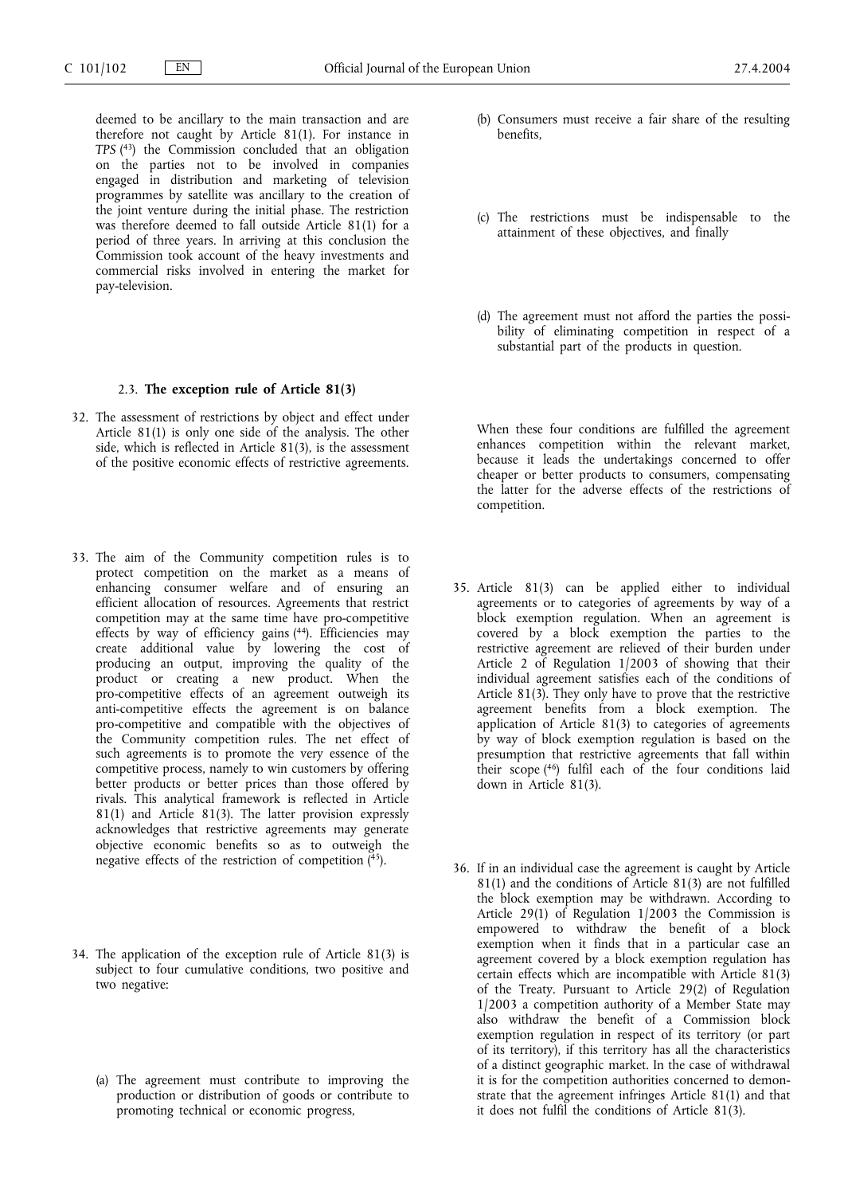deemed to be ancillary to the main transaction and are therefore not caught by Article 81(1). For instance in *TPS* [43] the Commission concluded that an obligation on the parties not to be involved in companies engaged in distribution and marketing of television programmes by satellite was ancillary to the creation of the joint venture during the initial phase. The restriction was therefore deemed to fall outside Article 81(1) for a period of three years. In arriving at this conclusion the Commission took account of the heavy investments and commercial risks involved in entering the market for pay-television.

### 2.3. **The exception rule of Article 81(3)**

32. The assessment of restrictions by object and effect under Article 81(1) is only one side of the analysis. The other side, which is reflected in Article 81(3), is the assessment of the positive economic effects of restrictive agreements.

33. The aim of the Community competition rules is to protect competition on the market as a means of enhancing consumer welfare and of ensuring an efficient allocation of resources. Agreements that restrict competition may at the same time have pro-competitive effects by way of efficiency gains [44]. Efficiencies may create additional value by lowering the cost of producing an output, improving the quality of the product or creating a new product. When the pro-competitive effects of an agreement outweigh its anti-competitive effects the agreement is on balance pro-competitive and compatible with the objectives of the Community competition rules. The net effect of such agreements is to promote the very essence of the competitive process, namely to win customers by offering better products or better prices than those offered by rivals. This analytical framework is reflected in Article 81(1) and Article 81(3). The latter provision expressly acknowledges that restrictive agreements may generate objective economic benefits so as to outweigh the negative effects of the restriction of competition [45].

34. The application of the exception rule of Article 81(3) is subject to four cumulative conditions, two positive and two negative:

    (a) The agreement must contribute to improving the production or distribution of goods or contribute to promoting technical or economic progress,

    (b) Consumers must receive a fair share of the resulting benefits,

    (c) The restrictions must be indispensable to the attainment of these objectives, and finally

    (d) The agreement must not afford the parties the possibility of eliminating competition in respect of a substantial part of the products in question.

    When these four conditions are fulfilled the agreement enhances competition within the relevant market, because it leads the undertakings concerned to offer cheaper or better products to consumers, compensating the latter for the adverse effects of the restrictions of competition.

35. Article 81(3) can be applied either to individual agreements or to categories of agreements by way of a block exemption regulation. When an agreement is covered by a block exemption the parties to the restrictive agreement are relieved of their burden under Article 2 of Regulation 1/2003 of showing that their individual agreement satisfies each of the conditions of Article 81(3). They only have to prove that the restrictive agreement benefits from a block exemption. The application of Article 81(3) to categories of agreements by way of block exemption regulation is based on the presumption that restrictive agreements that fall within their scope [46] fulfil each of the four conditions laid down in Article 81(3).

36. If in an individual case the agreement is caught by Article 81(1) and the conditions of Article 81(3) are not fulfilled the block exemption may be withdrawn. According to Article 29(1) of Regulation 1/2003 the Commission is empowered to withdraw the benefit of a block exemption when it finds that in a particular case an agreement covered by a block exemption regulation has certain effects which are incompatible with Article 81(3) of the Treaty. Pursuant to Article 29(2) of Regulation 1/2003 a competition authority of a Member State may also withdraw the benefit of a Commission block exemption regulation in respect of its territory (or part of its territory), if this territory has all the characteristics of a distinct geographic market. In the case of withdrawal it is for the competition authorities concerned to demonstrate that the agreement infringes Article 81(1) and that it does not fulfil the conditions of Article 81(3).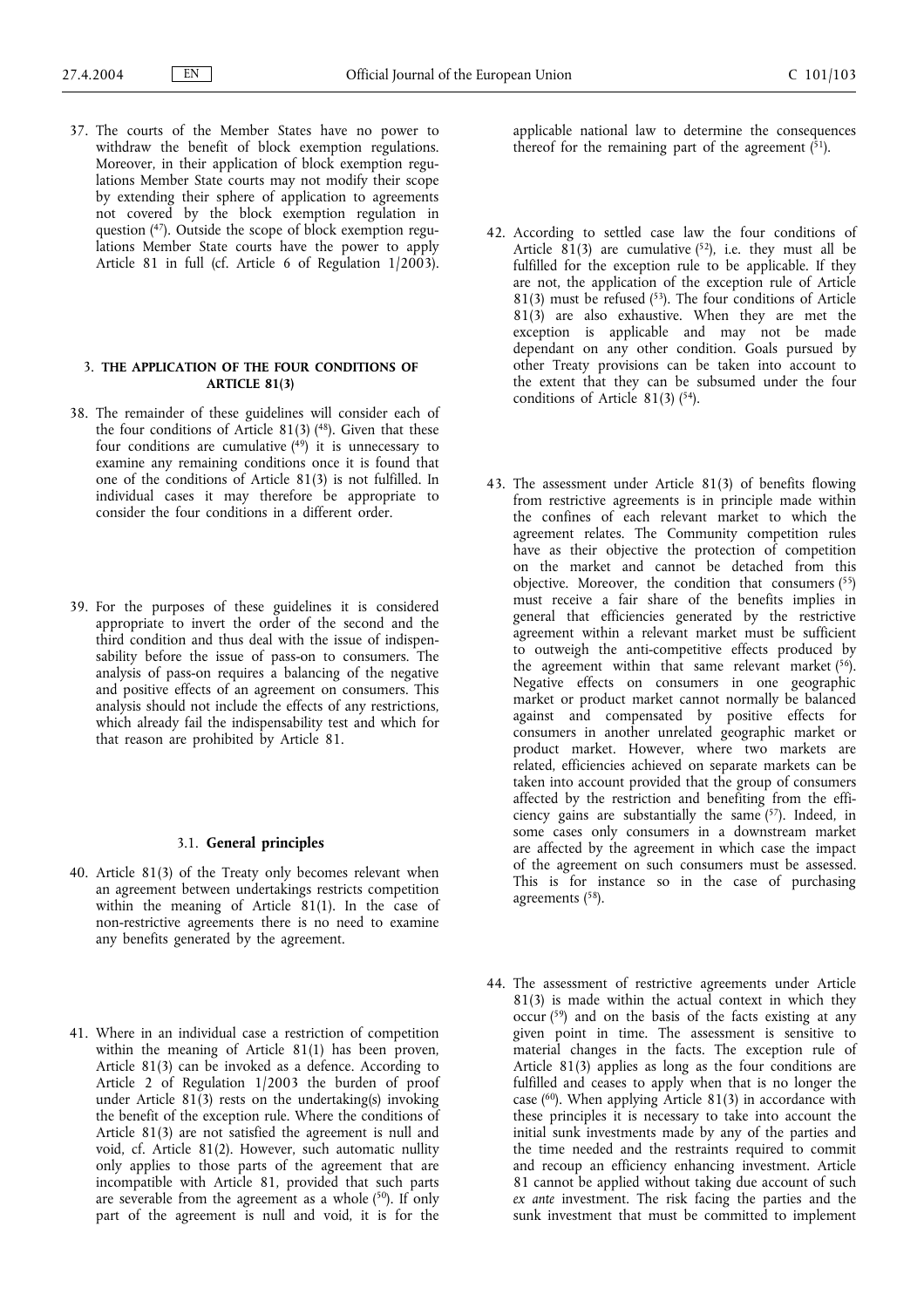37. The courts of the Member States have no power to withdraw the benefit of block exemption regulations. Moreover, in their application of block exemption regulations Member State courts may not modify their scope by extending their sphere of application to agreements not covered by the block exemption regulation in question [47]. Outside the scope of block exemption regulations Member State courts have the power to apply Article 81 in full (cf. Article 6 of Regulation 1/2003).

## 3. THE APPLICATION OF THE FOUR CONDITIONS OF ARTICLE 81(3)

38. The remainder of these guidelines will consider each of the four conditions of Article 81(3) [48]. Given that these four conditions are cumulative [49] it is unnecessary to examine any remaining conditions once it is found that one of the conditions of Article 81(3) is not fulfilled. In individual cases it may therefore be appropriate to consider the four conditions in a different order.

39. For the purposes of these guidelines it is considered appropriate to invert the order of the second and the third condition and thus deal with the issue of indispensability before the issue of pass-on to consumers. The analysis of pass-on requires a balancing of the negative and positive effects of an agreement on consumers. This analysis should not include the effects of any restrictions, which already fail the indispensability test and which for that reason are prohibited by Article 81.

### 3.1. General principles

40. Article 81(3) of the Treaty only becomes relevant when an agreement between undertakings restricts competition within the meaning of Article 81(1). In the case of non-restrictive agreements there is no need to examine any benefits generated by the agreement.

41. Where in an individual case a restriction of competition within the meaning of Article 81(1) has been proven, Article 81(3) can be invoked as a defence. According to Article 2 of Regulation 1/2003 the burden of proof under Article 81(3) rests on the undertaking(s) invoking the benefit of the exception rule. Where the conditions of Article 81(3) are not satisfied the agreement is null and void, cf. Article 81(2). However, such automatic nullity only applies to those parts of the agreement that are incompatible with Article 81, provided that such parts are severable from the agreement as a whole [50]. If only part of the agreement is null and void, it is for the applicable national law to determine the consequences thereof for the remaining part of the agreement [51].

42. According to settled case law the four conditions of Article 81(3) are cumulative [52], i.e. they must all be fulfilled for the exception rule to be applicable. If they are not, the application of the exception rule of Article 81(3) must be refused [53]. The four conditions of Article 81(3) are also exhaustive. When they are met the exception is applicable and may not be made dependant on any other condition. Goals pursued by other Treaty provisions can be taken into account to the extent that they can be subsumed under the four conditions of Article 81(3) [54].

43. The assessment under Article 81(3) of benefits flowing from restrictive agreements is in principle made within the confines of each relevant market to which the agreement relates. The Community competition rules have as their objective the protection of competition on the market and cannot be detached from this objective. Moreover, the condition that consumers [55] must receive a fair share of the benefits implies in general that efficiencies generated by the restrictive agreement within a relevant market must be sufficient to outweigh the anti-competitive effects produced by the agreement within that same relevant market [56]. Negative effects on consumers in one geographic market or product market cannot normally be balanced against and compensated by positive effects for consumers in another unrelated geographic market or product market. However, where two markets are related, efficiencies achieved on separate markets can be taken into account provided that the group of consumers affected by the restriction and benefiting from the efficiency gains are substantially the same [57]. Indeed, in some cases only consumers in a downstream market are affected by the agreement in which case the impact of the agreement on such consumers must be assessed. This is for instance so in the case of purchasing agreements [58].

44. The assessment of restrictive agreements under Article 81(3) is made within the actual context in which they occur [59] and on the basis of the facts existing at any given point in time. The assessment is sensitive to material changes in the facts. The exception rule of Article 81(3) applies as long as the four conditions are fulfilled and ceases to apply when that is no longer the case [60]. When applying Article 81(3) in accordance with these principles it is necessary to take into account the initial sunk investments made by any of the parties and the time needed and the restraints required to commit and recoup an efficiency enhancing investment. Article 81 cannot be applied without taking due account of such *ex ante* investment. The risk facing the parties and the sunk investment that must be committed to implement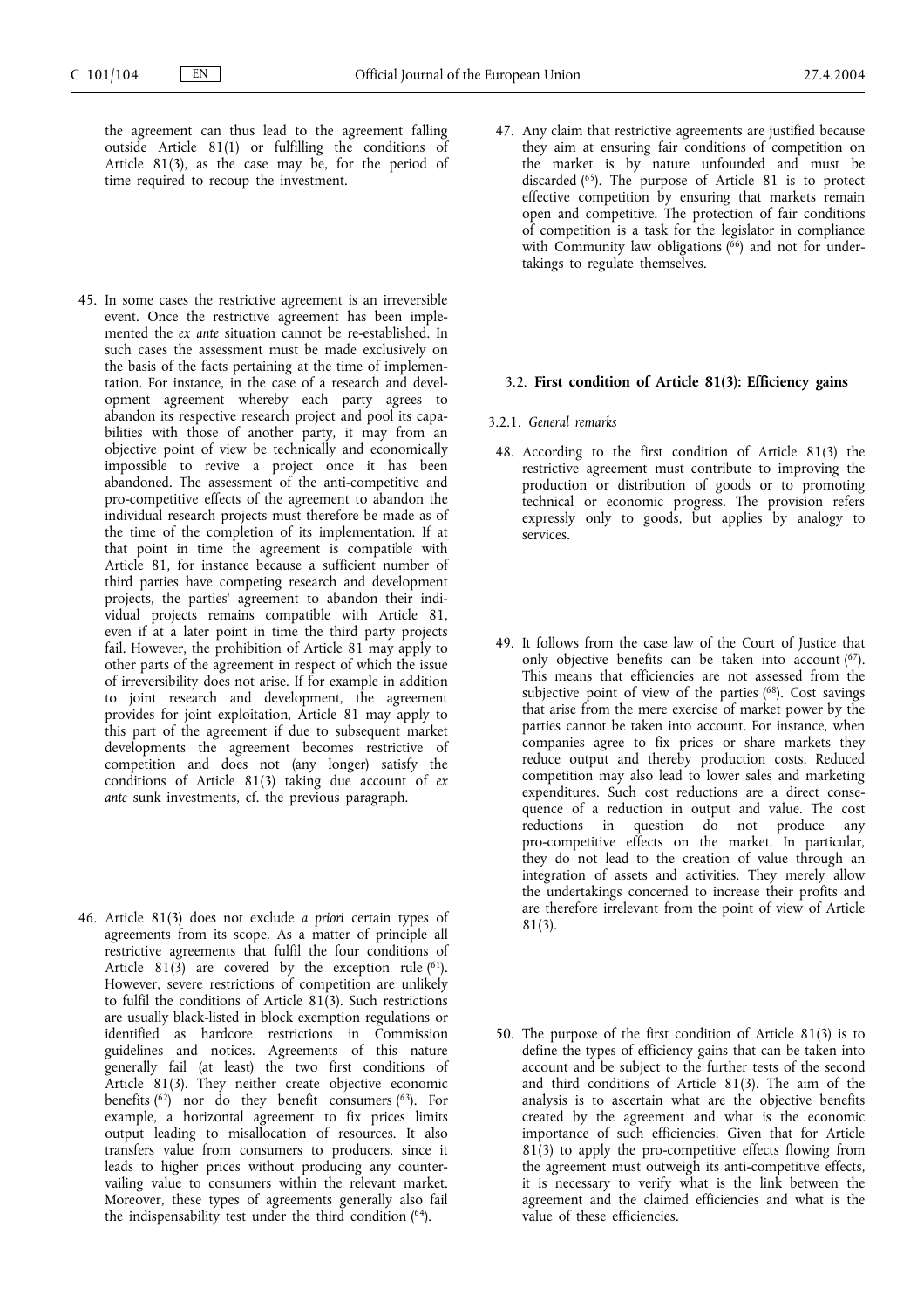the agreement can thus lead to the agreement falling outside Article 81(1) or fulfilling the conditions of Article 81(3), as the case may be, for the period of time required to recoup the investment.

45. In some cases the restrictive agreement is an irreversible event. Once the restrictive agreement has been implemented the *ex ante* situation cannot be re-established. In such cases the assessment must be made exclusively on the basis of the facts pertaining at the time of implementation. For instance, in the case of a research and development agreement whereby each party agrees to abandon its respective research project and pool its capabilities with those of another party, it may from an objective point of view be technically and economically impossible to revive a project once it has been abandoned. The assessment of the anti-competitive and pro-competitive effects of the agreement to abandon the individual research projects must therefore be made as of the time of the completion of its implementation. If at that point in time the agreement is compatible with Article 81, for instance because a sufficient number of third parties have competing research and development projects, the parties' agreement to abandon their individual projects remains compatible with Article 81, even if at a later point in time the third party projects fail. However, the prohibition of Article 81 may apply to other parts of the agreement in respect of which the issue of irreversibility does not arise. If for example in addition to joint research and development, the agreement provides for joint exploitation, Article 81 may apply to this part of the agreement if due to subsequent market developments the agreement becomes restrictive of competition and does not (any longer) satisfy the conditions of Article 81(3) taking due account of *ex ante* sunk investments, cf. the previous paragraph.

46. Article 81(3) does not exclude *a priori* certain types of agreements from its scope. As a matter of principle all restrictive agreements that fulfil the four conditions of Article 81(3) are covered by the exception rule [61]. However, severe restrictions of competition are unlikely to fulfil the conditions of Article 81(3). Such restrictions are usually black-listed in block exemption regulations or identified as hardcore restrictions in Commission guidelines and notices. Agreements of this nature generally fail (at least) the two first conditions of Article 81(3). They neither create objective economic benefits [62] nor do they benefit consumers [63]. For example, a horizontal agreement to fix prices limits output leading to misallocation of resources. It also transfers value from consumers to producers, since it leads to higher prices without producing any countervailing value to consumers within the relevant market. Moreover, these types of agreements generally also fail the indispensability test under the third condition [64].

47. Any claim that restrictive agreements are justified because they aim at ensuring fair conditions of competition on the market is by nature unfounded and must be discarded [65]. The purpose of Article 81 is to protect effective competition by ensuring that markets remain open and competitive. The protection of fair conditions of competition is a task for the legislator in compliance with Community law obligations [66] and not for undertakings to regulate themselves.

### 3.2. **First condition of Article 81(3): Efficiency gains**

#### 3.2.1. *General remarks*

48. According to the first condition of Article 81(3) the restrictive agreement must contribute to improving the production or distribution of goods or to promoting technical or economic progress. The provision refers expressly only to goods, but applies by analogy to services.

49. It follows from the case law of the Court of Justice that only objective benefits can be taken into account [67]. This means that efficiencies are not assessed from the subjective point of view of the parties [68]. Cost savings that arise from the mere exercise of market power by the parties cannot be taken into account. For instance, when companies agree to fix prices or share markets they reduce output and thereby production costs. Reduced competition may also lead to lower sales and marketing expenditures. Such cost reductions are a direct consequence of a reduction in output and value. The cost reductions in question do not produce any pro-competitive effects on the market. In particular, they do not lead to the creation of value through an integration of assets and activities. They merely allow the undertakings concerned to increase their profits and are therefore irrelevant from the point of view of Article 81(3).

50. The purpose of the first condition of Article 81(3) is to define the types of efficiency gains that can be taken into account and be subject to the further tests of the second and third conditions of Article 81(3). The aim of the analysis is to ascertain what are the objective benefits created by the agreement and what is the economic importance of such efficiencies. Given that for Article 81(3) to apply the pro-competitive effects flowing from the agreement must outweigh its anti-competitive effects, it is necessary to verify what is the link between the agreement and the claimed efficiencies and what is the value of these efficiencies.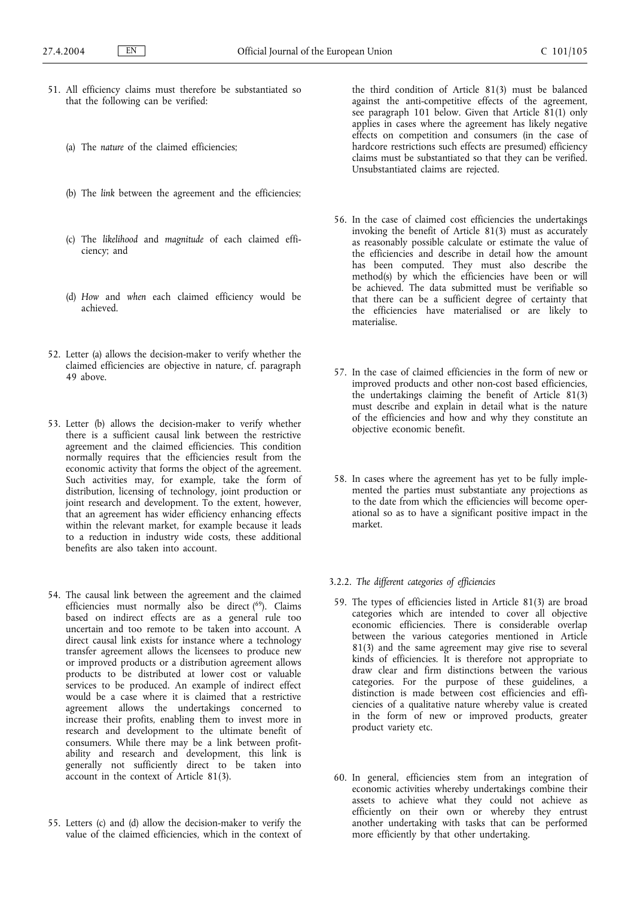51. All efficiency claims must therefore be substantiated so that the following can be verified:

   (a) The *nature* of the claimed efficiencies;

   (b) The *link* between the agreement and the efficiencies;

   (c) The *likelihood* and *magnitude* of each claimed efficiency; and

   (d) *How* and *when* each claimed efficiency would be achieved.

52. Letter (a) allows the decision-maker to verify whether the claimed efficiencies are objective in nature, cf. paragraph 49 above.

53. Letter (b) allows the decision-maker to verify whether there is a sufficient causal link between the restrictive agreement and the claimed efficiencies. This condition normally requires that the efficiencies result from the economic activity that forms the object of the agreement. Such activities may, for example, take the form of distribution, licensing of technology, joint production or joint research and development. To the extent, however, that an agreement has wider efficiency enhancing effects within the relevant market, for example because it leads to a reduction in industry wide costs, these additional benefits are also taken into account.

54. The causal link between the agreement and the claimed efficiencies must normally also be direct [69]. Claims based on indirect effects are as a general rule too uncertain and too remote to be taken into account. A direct causal link exists for instance where a technology transfer agreement allows the licensees to produce new or improved products or a distribution agreement allows products to be distributed at lower cost or valuable services to be produced. An example of indirect effect would be a case where it is claimed that a restrictive agreement allows the undertakings concerned to increase their profits, enabling them to invest more in research and development to the ultimate benefit of consumers. While there may be a link between profitability and research and development, this link is generally not sufficiently direct to be taken into account in the context of Article 81(3).

55. Letters (c) and (d) allow the decision-maker to verify the value of the claimed efficiencies, which in the context of the third condition of Article 81(3) must be balanced against the anti-competitive effects of the agreement, see paragraph 101 below. Given that Article 81(1) only applies in cases where the agreement has likely negative effects on competition and consumers (in the case of hardcore restrictions such effects are presumed) efficiency claims must be substantiated so that they can be verified. Unsubstantiated claims are rejected.

56. In the case of claimed cost efficiencies the undertakings invoking the benefit of Article 81(3) must as accurately as reasonably possible calculate or estimate the value of the efficiencies and describe in detail how the amount has been computed. They must also describe the method(s) by which the efficiencies have been or will be achieved. The data submitted must be verifiable so that there can be a sufficient degree of certainty that the efficiencies have materialised or are likely to materialise.

57. In the case of claimed efficiencies in the form of new or improved products and other non-cost based efficiencies, the undertakings claiming the benefit of Article 81(3) must describe and explain in detail what is the nature of the efficiencies and how and why they constitute an objective economic benefit.

58. In cases where the agreement has yet to be fully implemented the parties must substantiate any projections as to the date from which the efficiencies will become operational so as to have a significant positive impact in the market.

### 3.2.2. *The different categories of efficiencies*

59. The types of efficiencies listed in Article 81(3) are broad categories which are intended to cover all objective economic efficiencies. There is considerable overlap between the various categories mentioned in Article 81(3) and the same agreement may give rise to several kinds of efficiencies. It is therefore not appropriate to draw clear and firm distinctions between the various categories. For the purpose of these guidelines, a distinction is made between cost efficiencies and efficiencies of a qualitative nature whereby value is created in the form of new or improved products, greater product variety etc.

60. In general, efficiencies stem from an integration of economic activities whereby undertakings combine their assets to achieve what they could not achieve as efficiently on their own or whereby they entrust another undertaking with tasks that can be performed more efficiently by that other undertaking.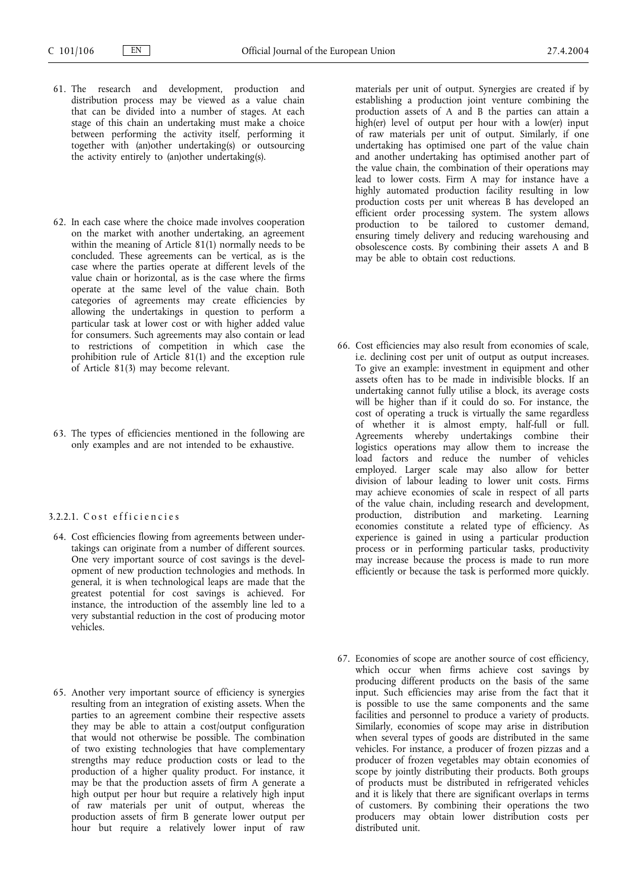61. The research and development, production and distribution process may be viewed as a value chain that can be divided into a number of stages. At each stage of this chain an undertaking must make a choice between performing the activity itself, performing it together with (an)other undertaking(s) or outsourcing the activity entirely to (an)other undertaking(s).

62. In each case where the choice made involves cooperation on the market with another undertaking, an agreement within the meaning of Article 81(1) normally needs to be concluded. These agreements can be vertical, as is the case where the parties operate at different levels of the value chain or horizontal, as is the case where the firms operate at the same level of the value chain. Both categories of agreements may create efficiencies by allowing the undertakings in question to perform a particular task at lower cost or with higher added value for consumers. Such agreements may also contain or lead to restrictions of competition in which case the prohibition rule of Article 81(1) and the exception rule of Article 81(3) may become relevant.

63. The types of efficiencies mentioned in the following are only examples and are not intended to be exhaustive.

#### 3.2.2.1. Cost efficiencies

64. Cost efficiencies flowing from agreements between undertakings can originate from a number of different sources. One very important source of cost savings is the development of new production technologies and methods. In general, it is when technological leaps are made that the greatest potential for cost savings is achieved. For instance, the introduction of the assembly line led to a very substantial reduction in the cost of producing motor vehicles.

65. Another very important source of efficiency is synergies resulting from an integration of existing assets. When the parties to an agreement combine their respective assets they may be able to attain a cost/output configuration that would not otherwise be possible. The combination of two existing technologies that have complementary strengths may reduce production costs or lead to the production of a higher quality product. For instance, it may be that the production assets of firm A generate a high output per hour but require a relatively high input of raw materials per unit of output, whereas the production assets of firm B generate lower output per hour but require a relatively lower input of raw materials per unit of output. Synergies are created if by establishing a production joint venture combining the production assets of A and B the parties can attain a high(er) level of output per hour with a low(er) input of raw materials per unit of output. Similarly, if one undertaking has optimised one part of the value chain and another undertaking has optimised another part of the value chain, the combination of their operations may lead to lower costs. Firm A may for instance have a highly automated production facility resulting in low production costs per unit whereas B has developed an efficient order processing system. The system allows production to be tailored to customer demand, ensuring timely delivery and reducing warehousing and obsolescence costs. By combining their assets A and B may be able to obtain cost reductions.

66. Cost efficiencies may also result from economies of scale, i.e. declining cost per unit of output as output increases. To give an example: investment in equipment and other assets often has to be made in indivisible blocks. If an undertaking cannot fully utilise a block, its average costs will be higher than if it could do so. For instance, the cost of operating a truck is virtually the same regardless of whether it is almost empty, half-full or full. Agreements whereby undertakings combine their logistics operations may allow them to increase the load factors and reduce the number of vehicles employed. Larger scale may also allow for better division of labour leading to lower unit costs. Firms may achieve economies of scale in respect of all parts of the value chain, including research and development, production, distribution and marketing. Learning economies constitute a related type of efficiency. As experience is gained in using a particular production process or in performing particular tasks, productivity may increase because the process is made to run more efficiently or because the task is performed more quickly.

67. Economies of scope are another source of cost efficiency, which occur when firms achieve cost savings by producing different products on the basis of the same input. Such efficiencies may arise from the fact that it is possible to use the same components and the same facilities and personnel to produce a variety of products. Similarly, economies of scope may arise in distribution when several types of goods are distributed in the same vehicles. For instance, a producer of frozen pizzas and a producer of frozen vegetables may obtain economies of scope by jointly distributing their products. Both groups of products must be distributed in refrigerated vehicles and it is likely that there are significant overlaps in terms of customers. By combining their operations the two producers may obtain lower distribution costs per distributed unit.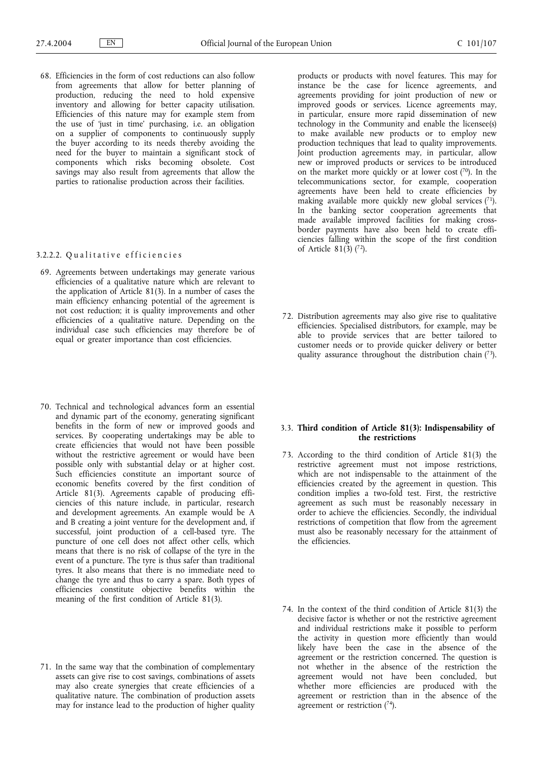68. Efficiencies in the form of cost reductions can also follow from agreements that allow for better planning of production, reducing the need to hold expensive inventory and allowing for better capacity utilisation. Efficiencies of this nature may for example stem from the use of 'just in time' purchasing, i.e. an obligation on a supplier of components to continuously supply the buyer according to its needs thereby avoiding the need for the buyer to maintain a significant stock of components which risks becoming obsolete. Cost savings may also result from agreements that allow the parties to rationalise production across their facilities.

#### 3.2.2.2. Qualitative efficiencies

69. Agreements between undertakings may generate various efficiencies of a qualitative nature which are relevant to the application of Article 81(3). In a number of cases the main efficiency enhancing potential of the agreement is not cost reduction; it is quality improvements and other efficiencies of a qualitative nature. Depending on the individual case such efficiencies may therefore be of equal or greater importance than cost efficiencies.

70. Technical and technological advances form an essential and dynamic part of the economy, generating significant benefits in the form of new or improved goods and services. By cooperating undertakings may be able to create efficiencies that would not have been possible without the restrictive agreement or would have been possible only with substantial delay or at higher cost. Such efficiencies constitute an important source of economic benefits covered by the first condition of Article 81(3). Agreements capable of producing efficiencies of this nature include, in particular, research and development agreements. An example would be A and B creating a joint venture for the development and, if successful, joint production of a cell-based tyre. The puncture of one cell does not affect other cells, which means that there is no risk of collapse of the tyre in the event of a puncture. The tyre is thus safer than traditional tyres. It also means that there is no immediate need to change the tyre and thus to carry a spare. Both types of efficiencies constitute objective benefits within the meaning of the first condition of Article 81(3).

71. In the same way that the combination of complementary assets can give rise to cost savings, combinations of assets may also create synergies that create efficiencies of a qualitative nature. The combination of production assets may for instance lead to the production of higher quality products or products with novel features. This may for instance be the case for licence agreements, and agreements providing for joint production of new or improved goods or services. Licence agreements may, in particular, ensure more rapid dissemination of new technology in the Community and enable the licensee(s) to make available new products or to employ new production techniques that lead to quality improvements. Joint production agreements may, in particular, allow new or improved products or services to be introduced on the market more quickly or at lower cost [70]. In the telecommunications sector, for example, cooperation agreements have been held to create efficiencies by making available more quickly new global services [71]. In the banking sector cooperation agreements that made available improved facilities for making cross-border payments have also been held to create efficiencies falling within the scope of the first condition of Article 81(3) [72].

72. Distribution agreements may also give rise to qualitative efficiencies. Specialised distributors, for example, may be able to provide services that are better tailored to customer needs or to provide quicker delivery or better quality assurance throughout the distribution chain [73].

### 3.3. Third condition of Article 81(3): Indispensability of the restrictions

73. According to the third condition of Article 81(3) the restrictive agreement must not impose restrictions, which are not indispensable to the attainment of the efficiencies created by the agreement in question. This condition implies a two-fold test. First, the restrictive agreement as such must be reasonably necessary in order to achieve the efficiencies. Secondly, the individual restrictions of competition that flow from the agreement must also be reasonably necessary for the attainment of the efficiencies.

74. In the context of the third condition of Article 81(3) the decisive factor is whether or not the restrictive agreement and individual restrictions make it possible to perform the activity in question more efficiently than would likely have been the case in the absence of the agreement or the restriction concerned. The question is not whether in the absence of the restriction the agreement would not have been concluded, but whether more efficiencies are produced with the agreement or restriction than in the absence of the agreement or restriction [74].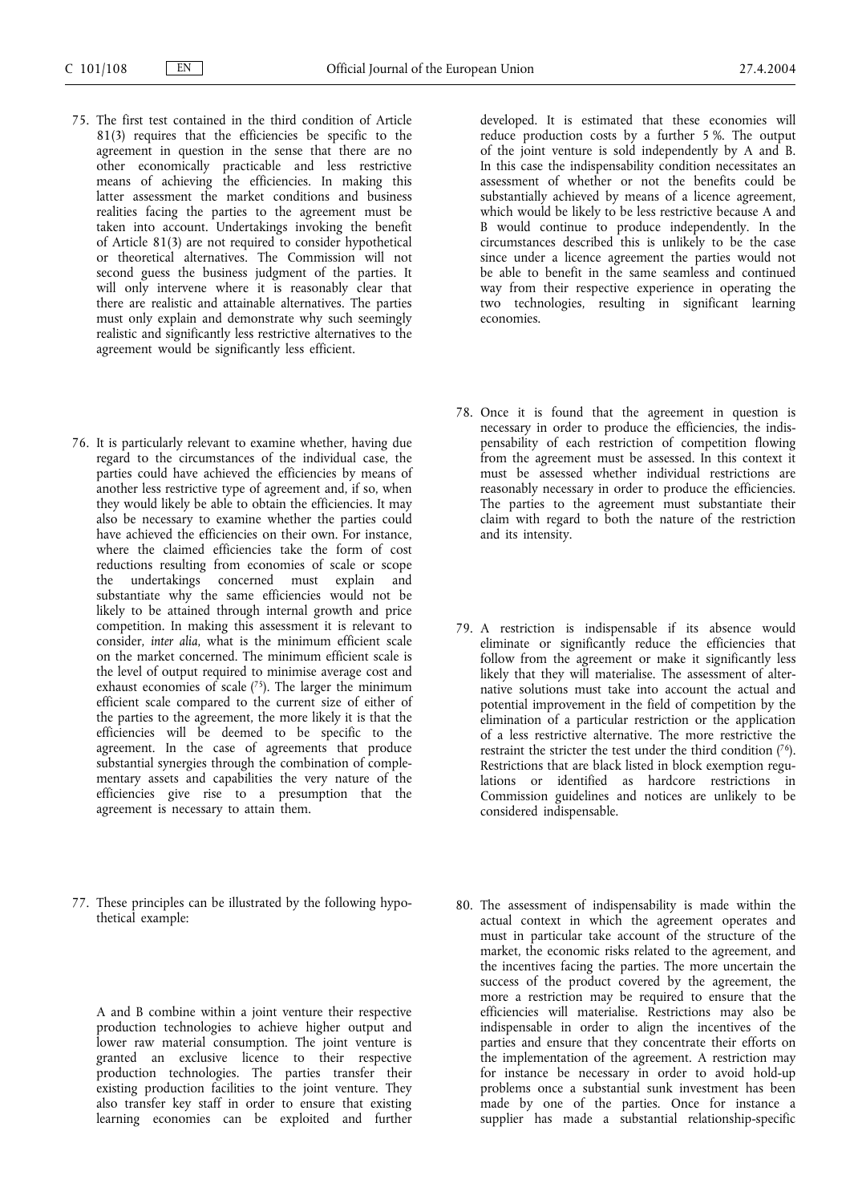75. The first test contained in the third condition of Article 81(3) requires that the efficiencies be specific to the agreement in question in the sense that there are no other economically practicable and less restrictive means of achieving the efficiencies. In making this latter assessment the market conditions and business realities facing the parties to the agreement must be taken into account. Undertakings invoking the benefit of Article 81(3) are not required to consider hypothetical or theoretical alternatives. The Commission will not second guess the business judgment of the parties. It will only intervene where it is reasonably clear that there are realistic and attainable alternatives. The parties must only explain and demonstrate why such seemingly realistic and significantly less restrictive alternatives to the agreement would be significantly less efficient.

76. It is particularly relevant to examine whether, having due regard to the circumstances of the individual case, the parties could have achieved the efficiencies by means of another less restrictive type of agreement and, if so, when they would likely be able to obtain the efficiencies. It may also be necessary to examine whether the parties could have achieved the efficiencies on their own. For instance, where the claimed efficiencies take the form of cost reductions resulting from economies of scale or scope the undertakings concerned must explain and substantiate why the same efficiencies would not be likely to be attained through internal growth and price competition. In making this assessment it is relevant to consider, *inter alia*, what is the minimum efficient scale on the market concerned. The minimum efficient scale is the level of output required to minimise average cost and exhaust economies of scale [75]. The larger the minimum efficient scale compared to the current size of either of the parties to the agreement, the more likely it is that the efficiencies will be deemed to be specific to the agreement. In the case of agreements that produce substantial synergies through the combination of complementary assets and capabilities the very nature of the efficiencies give rise to a presumption that the agreement is necessary to attain them.

77. These principles can be illustrated by the following hypothetical example:

A and B combine within a joint venture their respective production technologies to achieve higher output and lower raw material consumption. The joint venture is granted an exclusive licence to their respective production technologies. The parties transfer their existing production facilities to the joint venture. They also transfer key staff in order to ensure that existing learning economies can be exploited and further developed. It is estimated that these economies will reduce production costs by a further 5 %. The output of the joint venture is sold independently by A and B. In this case the indispensability condition necessitates an assessment of whether or not the benefits could be substantially achieved by means of a licence agreement, which would be likely to be less restrictive because A and B would continue to produce independently. In the circumstances described this is unlikely to be the case since under a licence agreement the parties would not be able to benefit in the same seamless and continued way from their respective experience in operating the two technologies, resulting in significant learning economies.

78. Once it is found that the agreement in question is necessary in order to produce the efficiencies, the indispensability of each restriction of competition flowing from the agreement must be assessed. In this context it must be assessed whether individual restrictions are reasonably necessary in order to produce the efficiencies. The parties to the agreement must substantiate their claim with regard to both the nature of the restriction and its intensity.

79. A restriction is indispensable if its absence would eliminate or significantly reduce the efficiencies that follow from the agreement or make it significantly less likely that they will materialise. The assessment of alternative solutions must take into account the actual and potential improvement in the field of competition by the elimination of a particular restriction or the application of a less restrictive alternative. The more restrictive the restraint the stricter the test under the third condition [76]. Restrictions that are black listed in block exemption regulations or identified as hardcore restrictions in Commission guidelines and notices are unlikely to be considered indispensable.

80. The assessment of indispensability is made within the actual context in which the agreement operates and must in particular take account of the structure of the market, the economic risks related to the agreement, and the incentives facing the parties. The more uncertain the success of the product covered by the agreement, the more a restriction may be required to ensure that the efficiencies will materialise. Restrictions may also be indispensable in order to align the incentives of the parties and ensure that they concentrate their efforts on the implementation of the agreement. A restriction may for instance be necessary in order to avoid hold-up problems once a substantial sunk investment has been made by one of the parties. Once for instance a supplier has made a substantial relationship-specific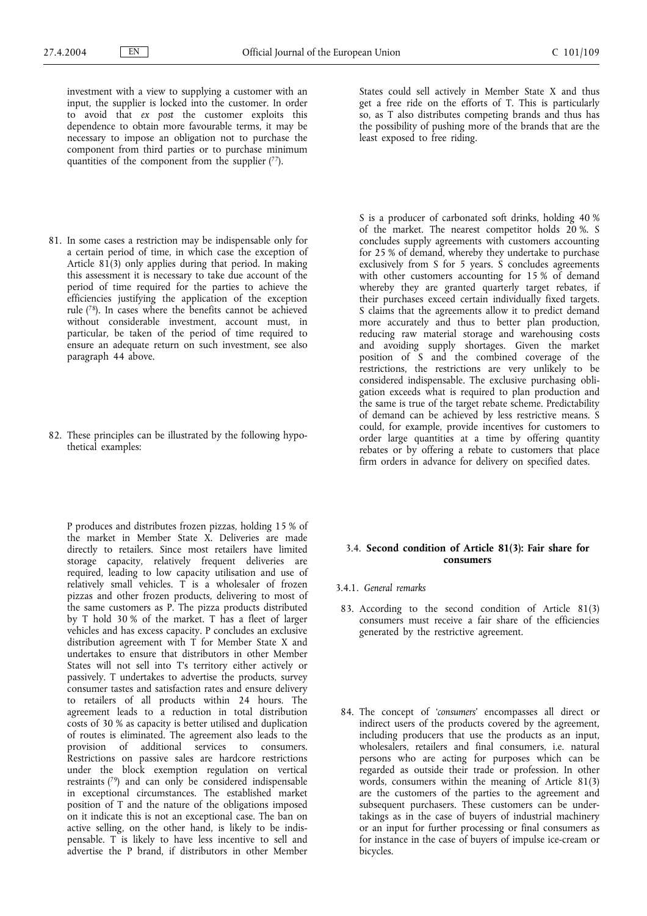investment with a view to supplying a customer with an input, the supplier is locked into the customer. In order to avoid that *ex post* the customer exploits this dependence to obtain more favourable terms, it may be necessary to impose an obligation not to purchase the component from third parties or to purchase minimum quantities of the component from the supplier [77].

81. In some cases a restriction may be indispensable only for a certain period of time, in which case the exception of Article 81(3) only applies during that period. In making this assessment it is necessary to take due account of the period of time required for the parties to achieve the efficiencies justifying the application of the exception rule [78]. In cases where the benefits cannot be achieved without considerable investment, account must, in particular, be taken of the period of time required to ensure an adequate return on such investment, see also paragraph 44 above.

82. These principles can be illustrated by the following hypothetical examples:

P produces and distributes frozen pizzas, holding 15 % of the market in Member State X. Deliveries are made directly to retailers. Since most retailers have limited storage capacity, relatively frequent deliveries are required, leading to low capacity utilisation and use of relatively small vehicles. T is a wholesaler of frozen pizzas and other frozen products, delivering to most of the same customers as P. The pizza products distributed by T hold 30 % of the market. T has a fleet of larger vehicles and has excess capacity. P concludes an exclusive distribution agreement with T for Member State X and undertakes to ensure that distributors in other Member States will not sell into T's territory either actively or passively. T undertakes to advertise the products, survey consumer tastes and satisfaction rates and ensure delivery to retailers of all products within 24 hours. The agreement leads to a reduction in total distribution costs of 30 % as capacity is better utilised and duplication of routes is eliminated. The agreement also leads to the provision of additional services to consumers. Restrictions on passive sales are hardcore restrictions under the block exemption regulation on vertical restraints [79] and can only be considered indispensable in exceptional circumstances. The established market position of T and the nature of the obligations imposed on it indicate this is not an exceptional case. The ban on active selling, on the other hand, is likely to be indispensable. T is likely to have less incentive to sell and advertise the P brand, if distributors in other Member States could sell actively in Member State X and thus get a free ride on the efforts of T. This is particularly so, as T also distributes competing brands and thus has the possibility of pushing more of the brands that are the least exposed to free riding.

S is a producer of carbonated soft drinks, holding 40 % of the market. The nearest competitor holds 20 %. S concludes supply agreements with customers accounting for 25 % of demand, whereby they undertake to purchase exclusively from S for 5 years. S concludes agreements with other customers accounting for 15 % of demand whereby they are granted quarterly target rebates, if their purchases exceed certain individually fixed targets. S claims that the agreements allow it to predict demand more accurately and thus to better plan production, reducing raw material storage and warehousing costs and avoiding supply shortages. Given the market position of S and the combined coverage of the restrictions, the restrictions are very unlikely to be considered indispensable. The exclusive purchasing obligation exceeds what is required to plan production and the same is true of the target rebate scheme. Predictability of demand can be achieved by less restrictive means. S could, for example, provide incentives for customers to order large quantities at a time by offering quantity rebates or by offering a rebate to customers that place firm orders in advance for delivery on specified dates.

### 3.4. **Second condition of Article 81(3): Fair share for consumers**

#### 3.4.1. *General remarks*

83. According to the second condition of Article 81(3) consumers must receive a fair share of the efficiencies generated by the restrictive agreement.

84. The concept of '*consumers*' encompasses all direct or indirect users of the products covered by the agreement, including producers that use the products as an input, wholesalers, retailers and final consumers, i.e. natural persons who are acting for purposes which can be regarded as outside their trade or profession. In other words, consumers within the meaning of Article 81(3) are the customers of the parties to the agreement and subsequent purchasers. These customers can be undertakings as in the case of buyers of industrial machinery or an input for further processing or final consumers as for instance in the case of buyers of impulse ice-cream or bicycles.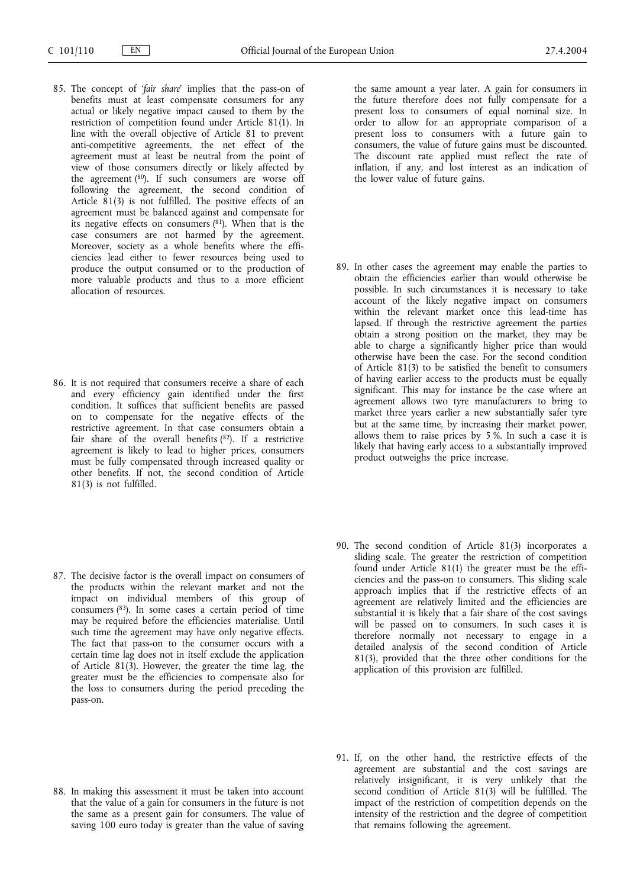85. The concept of '*fair share*' implies that the pass-on of benefits must at least compensate consumers for any actual or likely negative impact caused to them by the restriction of competition found under Article 81(1). In line with the overall objective of Article 81 to prevent anti-competitive agreements, the net effect of the agreement must at least be neutral from the point of view of those consumers directly or likely affected by the agreement [80]. If such consumers are worse off following the agreement, the second condition of Article 81(3) is not fulfilled. The positive effects of an agreement must be balanced against and compensate for its negative effects on consumers [81]. When that is the case consumers are not harmed by the agreement. Moreover, society as a whole benefits where the efficiencies lead either to fewer resources being used to produce the output consumed or to the production of more valuable products and thus to a more efficient allocation of resources.

86. It is not required that consumers receive a share of each and every efficiency gain identified under the first condition. It suffices that sufficient benefits are passed on to compensate for the negative effects of the restrictive agreement. In that case consumers obtain a fair share of the overall benefits [82]. If a restrictive agreement is likely to lead to higher prices, consumers must be fully compensated through increased quality or other benefits. If not, the second condition of Article 81(3) is not fulfilled.

87. The decisive factor is the overall impact on consumers of the products within the relevant market and not the impact on individual members of this group of consumers [83]. In some cases a certain period of time may be required before the efficiencies materialise. Until such time the agreement may have only negative effects. The fact that pass-on to the consumer occurs with a certain time lag does not in itself exclude the application of Article 81(3). However, the greater the time lag, the greater must be the efficiencies to compensate also for the loss to consumers during the period preceding the pass-on.

88. In making this assessment it must be taken into account that the value of a gain for consumers in the future is not the same as a present gain for consumers. The value of saving 100 euro today is greater than the value of saving the same amount a year later. A gain for consumers in the future therefore does not fully compensate for a present loss to consumers of equal nominal size. In order to allow for an appropriate comparison of a present loss to consumers with a future gain to consumers, the value of future gains must be discounted. The discount rate applied must reflect the rate of inflation, if any, and lost interest as an indication of the lower value of future gains.

89. In other cases the agreement may enable the parties to obtain the efficiencies earlier than would otherwise be possible. In such circumstances it is necessary to take account of the likely negative impact on consumers within the relevant market once this lead-time has lapsed. If through the restrictive agreement the parties obtain a strong position on the market, they may be able to charge a significantly higher price than would otherwise have been the case. For the second condition of Article 81(3) to be satisfied the benefit to consumers of having earlier access to the products must be equally significant. This may for instance be the case where an agreement allows two tyre manufacturers to bring to market three years earlier a new substantially safer tyre but at the same time, by increasing their market power, allows them to raise prices by 5 %. In such a case it is likely that having early access to a substantially improved product outweighs the price increase.

90. The second condition of Article 81(3) incorporates a sliding scale. The greater the restriction of competition found under Article 81(1) the greater must be the efficiencies and the pass-on to consumers. This sliding scale approach implies that if the restrictive effects of an agreement are relatively limited and the efficiencies are substantial it is likely that a fair share of the cost savings will be passed on to consumers. In such cases it is therefore normally not necessary to engage in a detailed analysis of the second condition of Article 81(3), provided that the three other conditions for the application of this provision are fulfilled.

91. If, on the other hand, the restrictive effects of the agreement are substantial and the cost savings are relatively insignificant, it is very unlikely that the second condition of Article 81(3) will be fulfilled. The impact of the restriction of competition depends on the intensity of the restriction and the degree of competition that remains following the agreement.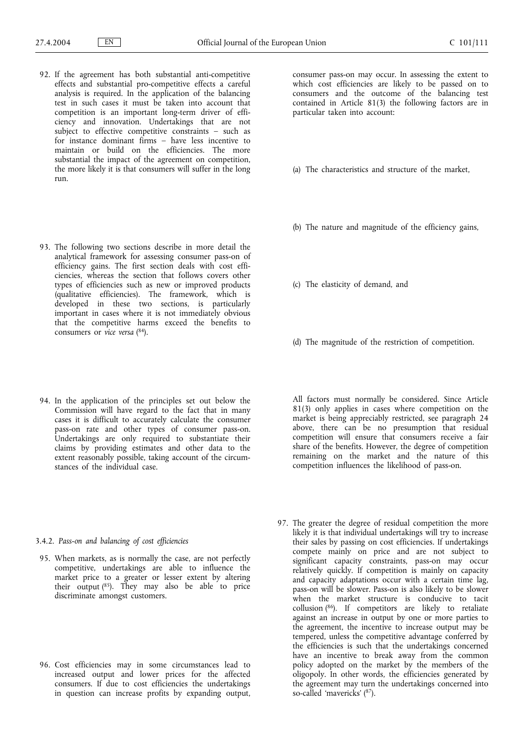92. If the agreement has both substantial anti-competitive effects and substantial pro-competitive effects a careful analysis is required. In the application of the balancing test in such cases it must be taken into account that competition is an important long-term driver of efficiency and innovation. Undertakings that are not subject to effective competitive constraints – such as for instance dominant firms – have less incentive to maintain or build on the efficiencies. The more substantial the impact of the agreement on competition, the more likely it is that consumers will suffer in the long run.

93. The following two sections describe in more detail the analytical framework for assessing consumer pass-on of efficiency gains. The first section deals with cost efficiencies, whereas the section that follows covers other types of efficiencies such as new or improved products (qualitative efficiencies). The framework, which is developed in these two sections, is particularly important in cases where it is not immediately obvious that the competitive harms exceed the benefits to consumers or *vice versa* [84].

94. In the application of the principles set out below the Commission will have regard to the fact that in many cases it is difficult to accurately calculate the consumer pass-on rate and other types of consumer pass-on. Undertakings are only required to substantiate their claims by providing estimates and other data to the extent reasonably possible, taking account of the circumstances of the individual case.

### 3.4.2. *Pass-on and balancing of cost efficiencies*

95. When markets, as is normally the case, are not perfectly competitive, undertakings are able to influence the market price to a greater or lesser extent by altering their output [85]. They may also be able to price discriminate amongst customers.

96. Cost efficiencies may in some circumstances lead to increased output and lower prices for the affected consumers. If due to cost efficiencies the undertakings in question can increase profits by expanding output, consumer pass-on may occur. In assessing the extent to which cost efficiencies are likely to be passed on to consumers and the outcome of the balancing test contained in Article 81(3) the following factors are in particular taken into account:

(a) The characteristics and structure of the market,

(b) The nature and magnitude of the efficiency gains,

(c) The elasticity of demand, and

(d) The magnitude of the restriction of competition.

All factors must normally be considered. Since Article 81(3) only applies in cases where competition on the market is being appreciably restricted, see paragraph 24 above, there can be no presumption that residual competition will ensure that consumers receive a fair share of the benefits. However, the degree of competition remaining on the market and the nature of this competition influences the likelihood of pass-on.

97. The greater the degree of residual competition the more likely it is that individual undertakings will try to increase their sales by passing on cost efficiencies. If undertakings compete mainly on price and are not subject to significant capacity constraints, pass-on may occur relatively quickly. If competition is mainly on capacity and capacity adaptations occur with a certain time lag, pass-on will be slower. Pass-on is also likely to be slower when the market structure is conducive to tacit collusion [86]. If competitors are likely to retaliate against an increase in output by one or more parties to the agreement, the incentive to increase output may be tempered, unless the competitive advantage conferred by the efficiencies is such that the undertakings concerned have an incentive to break away from the common policy adopted on the market by the members of the oligopoly. In other words, the efficiencies generated by the agreement may turn the undertakings concerned into so-called 'mavericks' [87].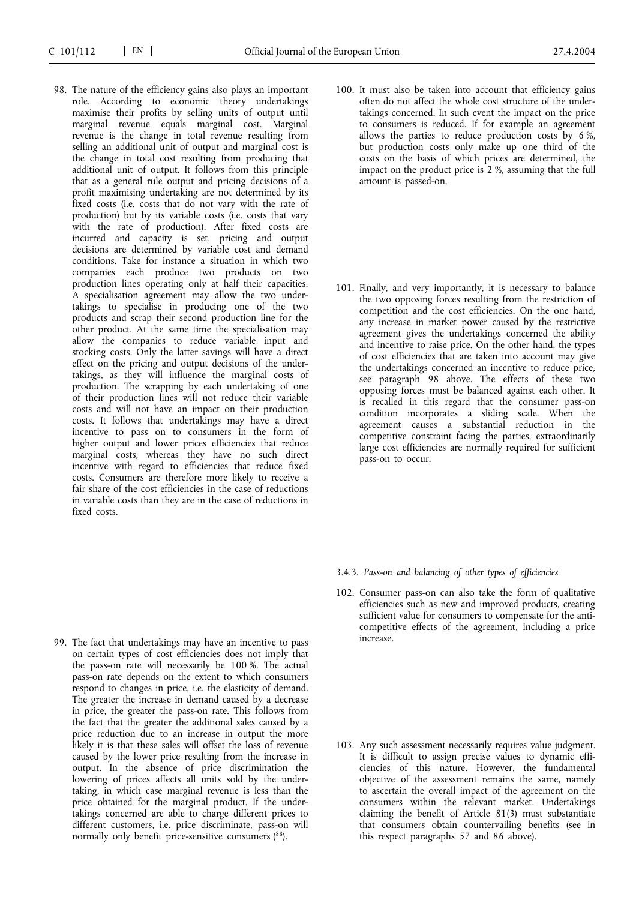98. The nature of the efficiency gains also plays an important role. According to economic theory undertakings maximise their profits by selling units of output until marginal revenue equals marginal cost. Marginal revenue is the change in total revenue resulting from selling an additional unit of output and marginal cost is the change in total cost resulting from producing that additional unit of output. It follows from this principle that as a general rule output and pricing decisions of a profit maximising undertaking are not determined by its fixed costs (i.e. costs that do not vary with the rate of production) but by its variable costs (i.e. costs that vary with the rate of production). After fixed costs are incurred and capacity is set, pricing and output decisions are determined by variable cost and demand conditions. Take for instance a situation in which two companies each produce two products on two production lines operating only at half their capacities. A specialisation agreement may allow the two undertakings to specialise in producing one of the two products and scrap their second production line for the other product. At the same time the specialisation may allow the companies to reduce variable input and stocking costs. Only the latter savings will have a direct effect on the pricing and output decisions of the undertakings, as they will influence the marginal costs of production. The scrapping by each undertaking of one of their production lines will not reduce their variable costs and will not have an impact on their production costs. It follows that undertakings may have a direct incentive to pass on to consumers in the form of higher output and lower prices efficiencies that reduce marginal costs, whereas they have no such direct incentive with regard to efficiencies that reduce fixed costs. Consumers are therefore more likely to receive a fair share of the cost efficiencies in the case of reductions in variable costs than they are in the case of reductions in fixed costs.

99. The fact that undertakings may have an incentive to pass on certain types of cost efficiencies does not imply that the pass-on rate will necessarily be 100 %. The actual pass-on rate depends on the extent to which consumers respond to changes in price, i.e. the elasticity of demand. The greater the increase in demand caused by a decrease in price, the greater the pass-on rate. This follows from the fact that the greater the additional sales caused by a price reduction due to an increase in output the more likely it is that these sales will offset the loss of revenue caused by the lower price resulting from the increase in output. In the absence of price discrimination the lowering of prices affects all units sold by the undertaking, in which case marginal revenue is less than the price obtained for the marginal product. If the undertakings concerned are able to charge different prices to different customers, i.e. price discriminate, pass-on will normally only benefit price-sensitive consumers [88].

100. It must also be taken into account that efficiency gains often do not affect the whole cost structure of the undertakings concerned. In such event the impact on the price to consumers is reduced. If for example an agreement allows the parties to reduce production costs by 6 %, but production costs only make up one third of the costs on the basis of which prices are determined, the impact on the product price is 2 %, assuming that the full amount is passed-on.

101. Finally, and very importantly, it is necessary to balance the two opposing forces resulting from the restriction of competition and the cost efficiencies. On the one hand, any increase in market power caused by the restrictive agreement gives the undertakings concerned the ability and incentive to raise price. On the other hand, the types of cost efficiencies that are taken into account may give the undertakings concerned an incentive to reduce price, see paragraph 98 above. The effects of these two opposing forces must be balanced against each other. It is recalled in this regard that the consumer pass-on condition incorporates a sliding scale. When the agreement causes a substantial reduction in the competitive constraint facing the parties, extraordinarily large cost efficiencies are normally required for sufficient pass-on to occur.

### 3.4.3. *Pass-on and balancing of other types of efficiencies*

102. Consumer pass-on can also take the form of qualitative efficiencies such as new and improved products, creating sufficient value for consumers to compensate for the anti-competitive effects of the agreement, including a price increase.

103. Any such assessment necessarily requires value judgment. It is difficult to assign precise values to dynamic efficiencies of this nature. However, the fundamental objective of the assessment remains the same, namely to ascertain the overall impact of the agreement on the consumers within the relevant market. Undertakings claiming the benefit of Article 81(3) must substantiate that consumers obtain countervailing benefits (see in this respect paragraphs 57 and 86 above).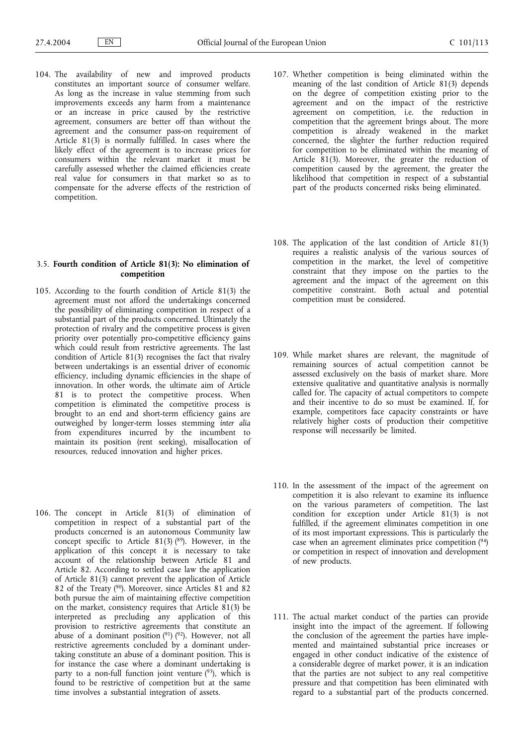104. The availability of new and improved products constitutes an important source of consumer welfare. As long as the increase in value stemming from such improvements exceeds any harm from a maintenance or an increase in price caused by the restrictive agreement, consumers are better off than without the agreement and the consumer pass-on requirement of Article 81(3) is normally fulfilled. In cases where the likely effect of the agreement is to increase prices for consumers within the relevant market it must be carefully assessed whether the claimed efficiencies create real value for consumers in that market so as to compensate for the adverse effects of the restriction of competition.

### 3.5. **Fourth condition of Article 81(3): No elimination of competition**

105. According to the fourth condition of Article 81(3) the agreement must not afford the undertakings concerned the possibility of eliminating competition in respect of a substantial part of the products concerned. Ultimately the protection of rivalry and the competitive process is given priority over potentially pro-competitive efficiency gains which could result from restrictive agreements. The last condition of Article 81(3) recognises the fact that rivalry between undertakings is an essential driver of economic efficiency, including dynamic efficiencies in the shape of innovation. In other words, the ultimate aim of Article 81 is to protect the competitive process. When competition is eliminated the competitive process is brought to an end and short-term efficiency gains are outweighed by longer-term losses stemming *inter alia* from expenditures incurred by the incumbent to maintain its position (rent seeking), misallocation of resources, reduced innovation and higher prices.

106. The concept in Article 81(3) of elimination of competition in respect of a substantial part of the products concerned is an autonomous Community law concept specific to Article 81(3) [89]. However, in the application of this concept it is necessary to take account of the relationship between Article 81 and Article 82. According to settled case law the application of Article 81(3) cannot prevent the application of Article 82 of the Treaty [90]. Moreover, since Articles 81 and 82 both pursue the aim of maintaining effective competition on the market, consistency requires that Article 81(3) be interpreted as precluding any application of this provision to restrictive agreements that constitute an abuse of a dominant position [91] [92]. However, not all restrictive agreements concluded by a dominant undertaking constitute an abuse of a dominant position. This is for instance the case where a dominant undertaking is party to a non-full function joint venture [93], which is found to be restrictive of competition but at the same time involves a substantial integration of assets.

107. Whether competition is being eliminated within the meaning of the last condition of Article 81(3) depends on the degree of competition existing prior to the agreement and on the impact of the restrictive agreement on competition, i.e. the reduction in competition that the agreement brings about. The more competition is already weakened in the market concerned, the slighter the further reduction required for competition to be eliminated within the meaning of Article 81(3). Moreover, the greater the reduction of competition caused by the agreement, the greater the likelihood that competition in respect of a substantial part of the products concerned risks being eliminated.

108. The application of the last condition of Article 81(3) requires a realistic analysis of the various sources of competition in the market, the level of competitive constraint that they impose on the parties to the agreement and the impact of the agreement on this competitive constraint. Both actual and potential competition must be considered.

109. While market shares are relevant, the magnitude of remaining sources of actual competition cannot be assessed exclusively on the basis of market share. More extensive qualitative and quantitative analysis is normally called for. The capacity of actual competitors to compete and their incentive to do so must be examined. If, for example, competitors face capacity constraints or have relatively higher costs of production their competitive response will necessarily be limited.

110. In the assessment of the impact of the agreement on competition it is also relevant to examine its influence on the various parameters of competition. The last condition for exception under Article 81(3) is not fulfilled, if the agreement eliminates competition in one of its most important expressions. This is particularly the case when an agreement eliminates price competition [94] or competition in respect of innovation and development of new products.

111. The actual market conduct of the parties can provide insight into the impact of the agreement. If following the conclusion of the agreement the parties have implemented and maintained substantial price increases or engaged in other conduct indicative of the existence of a considerable degree of market power, it is an indication that the parties are not subject to any real competitive pressure and that competition has been eliminated with regard to a substantial part of the products concerned.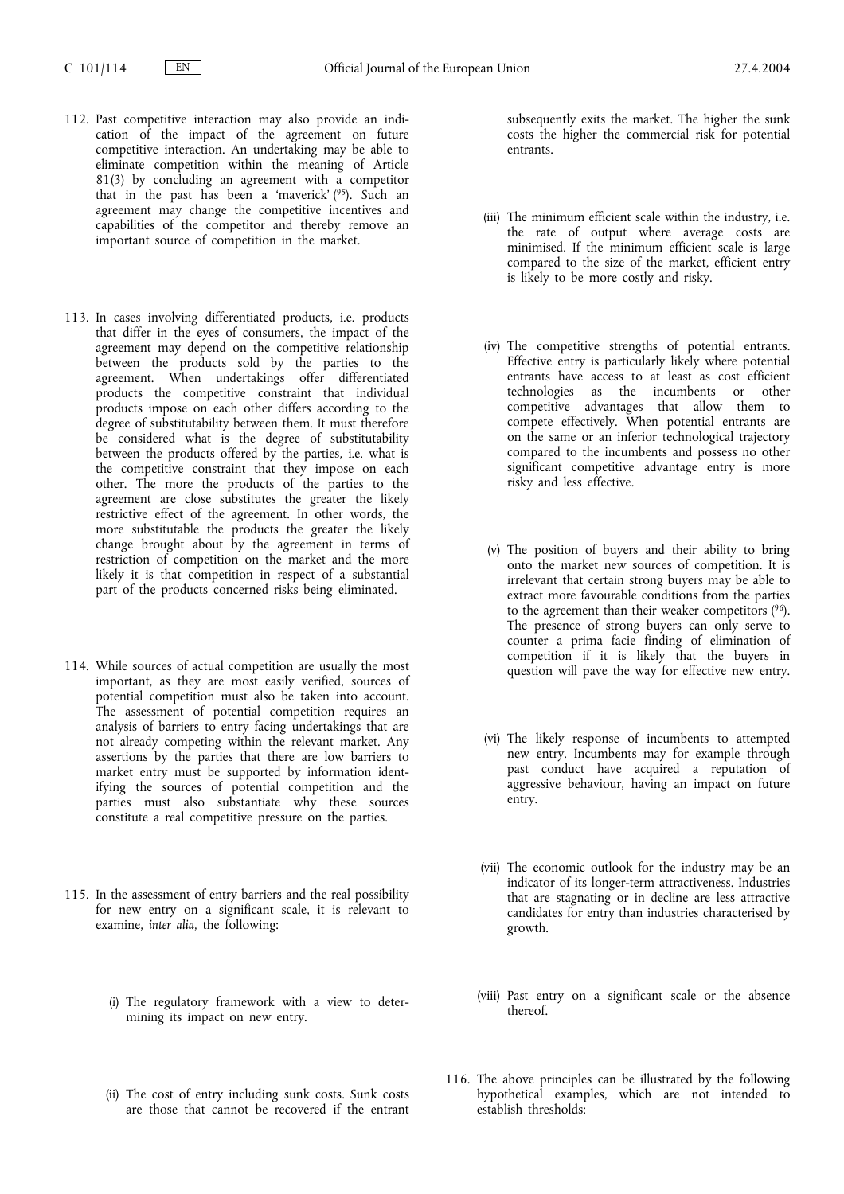112. Past competitive interaction may also provide an indication of the impact of the agreement on future competitive interaction. An undertaking may be able to eliminate competition within the meaning of Article 81(3) by concluding an agreement with a competitor that in the past has been a 'maverick' [95]. Such an agreement may change the competitive incentives and capabilities of the competitor and thereby remove an important source of competition in the market.

113. In cases involving differentiated products, i.e. products that differ in the eyes of consumers, the impact of the agreement may depend on the competitive relationship between the products sold by the parties to the agreement. When undertakings offer differentiated products the competitive constraint that individual products impose on each other differs according to the degree of substitutability between them. It must therefore be considered what is the degree of substitutability between the products offered by the parties, i.e. what is the competitive constraint that they impose on each other. The more the products of the parties to the agreement are close substitutes the greater the likely restrictive effect of the agreement. In other words, the more substitutable the products the greater the likely change brought about by the agreement in terms of restriction of competition on the market and the more likely it is that competition in respect of a substantial part of the products concerned risks being eliminated.

114. While sources of actual competition are usually the most important, as they are most easily verified, sources of potential competition must also be taken into account. The assessment of potential competition requires an analysis of barriers to entry facing undertakings that are not already competing within the relevant market. Any assertions by the parties that there are low barriers to market entry must be supported by information identifying the sources of potential competition and the parties must also substantiate why these sources constitute a real competitive pressure on the parties.

115. In the assessment of entry barriers and the real possibility for new entry on a significant scale, it is relevant to examine, *inter alia*, the following:

   (i) The regulatory framework with a view to determining its impact on new entry.

   (ii) The cost of entry including sunk costs. Sunk costs are those that cannot be recovered if the entrant subsequently exits the market. The higher the sunk costs the higher the commercial risk for potential entrants.

   (iii) The minimum efficient scale within the industry, i.e. the rate of output where average costs are minimised. If the minimum efficient scale is large compared to the size of the market, efficient entry is likely to be more costly and risky.

   (iv) The competitive strengths of potential entrants. Effective entry is particularly likely where potential entrants have access to at least as cost efficient technologies as the incumbents or other competitive advantages that allow them to compete effectively. When potential entrants are on the same or an inferior technological trajectory compared to the incumbents and possess no other significant competitive advantage entry is more risky and less effective.

   (v) The position of buyers and their ability to bring onto the market new sources of competition. It is irrelevant that certain strong buyers may be able to extract more favourable conditions from the parties to the agreement than their weaker competitors [96]. The presence of strong buyers can only serve to counter a prima facie finding of elimination of competition if it is likely that the buyers in question will pave the way for effective new entry.

   (vi) The likely response of incumbents to attempted new entry. Incumbents may for example through past conduct have acquired a reputation of aggressive behaviour, having an impact on future entry.

   (vii) The economic outlook for the industry may be an indicator of its longer-term attractiveness. Industries that are stagnating or in decline are less attractive candidates for entry than industries characterised by growth.

   (viii) Past entry on a significant scale or the absence thereof.

116. The above principles can be illustrated by the following hypothetical examples, which are not intended to establish thresholds: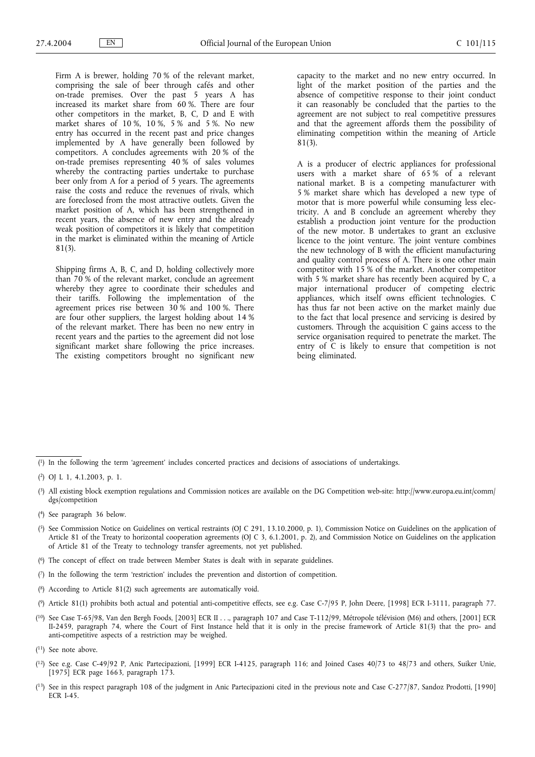Firm A is brewer, holding 70 % of the relevant market, comprising the sale of beer through cafés and other on-trade premises. Over the past 5 years A has increased its market share from 60 %. There are four other competitors in the market, B, C, D and E with market shares of 10 %, 10 %, 5 % and 5 %. No new entry has occurred in the recent past and price changes implemented by A have generally been followed by competitors. A concludes agreements with 20 % of the on-trade premises representing 40 % of sales volumes whereby the contracting parties undertake to purchase beer only from A for a period of 5 years. The agreements raise the costs and reduce the revenues of rivals, which are foreclosed from the most attractive outlets. Given the market position of A, which has been strengthened in recent years, the absence of new entry and the already weak position of competitors it is likely that competition in the market is eliminated within the meaning of Article 81(3).

Shipping firms A, B, C, and D, holding collectively more than 70 % of the relevant market, conclude an agreement whereby they agree to coordinate their schedules and their tariffs. Following the implementation of the agreement prices rise between 30 % and 100 %. There are four other suppliers, the largest holding about 14 % of the relevant market. There has been no new entry in recent years and the parties to the agreement did not lose significant market share following the price increases. The existing competitors brought no significant new capacity to the market and no new entry occurred. In light of the market position of the parties and the absence of competitive response to their joint conduct it can reasonably be concluded that the parties to the agreement are not subject to real competitive pressures and that the agreement affords them the possibility of eliminating competition within the meaning of Article 81(3).

A is a producer of electric appliances for professional users with a market share of 65 % of a relevant national market. B is a competing manufacturer with 5 % market share which has developed a new type of motor that is more powerful while consuming less electricity. A and B conclude an agreement whereby they establish a production joint venture for the production of the new motor. B undertakes to grant an exclusive licence to the joint venture. The joint venture combines the new technology of B with the efficient manufacturing and quality control process of A. There is one other main competitor with 15 % of the market. Another competitor with 5 % market share has recently been acquired by C, a major international producer of competing electric appliances, which itself owns efficient technologies. C has thus far not been active on the market mainly due to the fact that local presence and servicing is desired by customers. Through the acquisition C gains access to the service organisation required to penetrate the market. The entry of C is likely to ensure that competition is not being eliminated.

---

(1) In the following the term 'agreement' includes concerted practices and decisions of associations of undertakings.

(2) OJ L 1, 4.1.2003, p. 1.

(3) All existing block exemption regulations and Commission notices are available on the DG Competition web-site: http://www.europa.eu.int/comm/dgs/competition

(4) See paragraph 36 below.

(5) See Commission Notice on Guidelines on vertical restraints (OJ C 291, 13.10.2000, p. 1), Commission Notice on Guidelines on the application of Article 81 of the Treaty to horizontal cooperation agreements (OJ C 3, 6.1.2001, p. 2), and Commission Notice on Guidelines on the application of Article 81 of the Treaty to technology transfer agreements, not yet published.

(6) The concept of effect on trade between Member States is dealt with in separate guidelines.

(7) In the following the term 'restriction' includes the prevention and distortion of competition.

(8) According to Article 81(2) such agreements are automatically void.

(9) Article 81(1) prohibits both actual and potential anti-competitive effects, see e.g. Case C-7/95 P, John Deere, [1998] ECR I-3111, paragraph 77.

(10) See Case T-65/98, Van den Bergh Foods, [2003] ECR II . . ., paragraph 107 and Case T-112/99, Métropole télévision (M6) and others, [2001] ECR II-2459, paragraph 74, where the Court of First Instance held that it is only in the precise framework of Article 81(3) that the pro- and anti-competitive aspects of a restriction may be weighed.

(11) See note above.

(12) See e.g. Case C-49/92 P, Anic Partecipazioni, [1999] ECR I-4125, paragraph 116; and Joined Cases 40/73 to 48/73 and others, Suiker Unie, [1975] ECR page 1663, paragraph 173.

(13) See in this respect paragraph 108 of the judgment in Anic Partecipazioni cited in the previous note and Case C-277/87, Sandoz Prodotti, [1990] ECR I-45.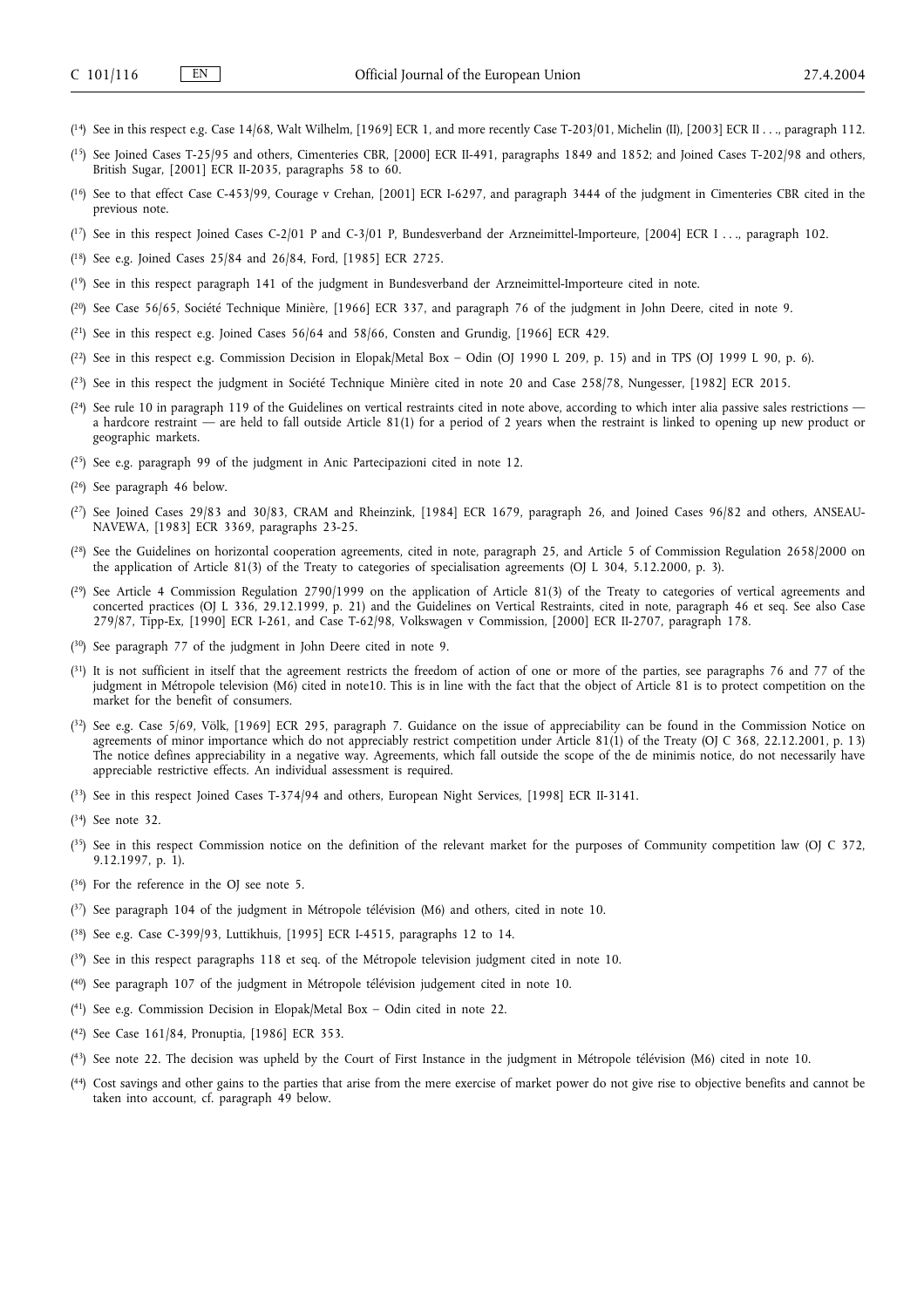([14]) See in this respect e.g. Case 14/68, Walt Wilhelm, [1969] ECR 1, and more recently Case T-203/01, Michelin (II), [2003] ECR II . . ., paragraph 112.

([15]) See Joined Cases T-25/95 and others, Cimenteries CBR, [2000] ECR II-491, paragraphs 1849 and 1852; and Joined Cases T-202/98 and others, British Sugar, [2001] ECR II-2035, paragraphs 58 to 60.

([16]) See to that effect Case C-453/99, Courage v Crehan, [2001] ECR I-6297, and paragraph 3444 of the judgment in Cimenteries CBR cited in the previous note.

([17]) See in this respect Joined Cases C-2/01 P and C-3/01 P, Bundesverband der Arzneimittel-Importeure, [2004] ECR I . . ., paragraph 102.

([18]) See e.g. Joined Cases 25/84 and 26/84, Ford, [1985] ECR 2725.

([19]) See in this respect paragraph 141 of the judgment in Bundesverband der Arzneimittel-Importeure cited in note.

([20]) See Case 56/65, Société Technique Minière, [1966] ECR 337, and paragraph 76 of the judgment in John Deere, cited in note 9.

([21]) See in this respect e.g. Joined Cases 56/64 and 58/66, Consten and Grundig, [1966] ECR 429.

([22]) See in this respect e.g. Commission Decision in Elopak/Metal Box – Odin (OJ 1990 L 209, p. 15) and in TPS (OJ 1999 L 90, p. 6).

([23]) See in this respect the judgment in Société Technique Minière cited in note 20 and Case 258/78, Nungesser, [1982] ECR 2015.

([24]) See rule 10 in paragraph 119 of the Guidelines on vertical restraints cited in note above, according to which inter alia passive sales restrictions — a hardcore restraint — are held to fall outside Article 81(1) for a period of 2 years when the restraint is linked to opening up new product or geographic markets.

([25]) See e.g. paragraph 99 of the judgment in Anic Partecipazioni cited in note 12.

([26]) See paragraph 46 below.

([27]) See Joined Cases 29/83 and 30/83, CRAM and Rheinzink, [1984] ECR 1679, paragraph 26, and Joined Cases 96/82 and others, ANSEAU-NAVEWA, [1983] ECR 3369, paragraphs 23-25.

([28]) See the Guidelines on horizontal cooperation agreements, cited in note, paragraph 25, and Article 5 of Commission Regulation 2658/2000 on the application of Article 81(3) of the Treaty to categories of specialisation agreements (OJ L 304, 5.12.2000, p. 3).

([29]) See Article 4 Commission Regulation 2790/1999 on the application of Article 81(3) of the Treaty to categories of vertical agreements and concerted practices (OJ L 336, 29.12.1999, p. 21) and the Guidelines on Vertical Restraints, cited in note, paragraph 46 et seq. See also Case 279/87, Tipp-Ex, [1990] ECR I-261, and Case T-62/98, Volkswagen v Commission, [2000] ECR II-2707, paragraph 178.

([30]) See paragraph 77 of the judgment in John Deere cited in note 9.

([31]) It is not sufficient in itself that the agreement restricts the freedom of action of one or more of the parties, see paragraphs 76 and 77 of the judgment in Métropole television (M6) cited in note10. This is in line with the fact that the object of Article 81 is to protect competition on the market for the benefit of consumers.

([32]) See e.g. Case 5/69, Völk, [1969] ECR 295, paragraph 7. Guidance on the issue of appreciability can be found in the Commission Notice on agreements of minor importance which do not appreciably restrict competition under Article 81(1) of the Treaty (OJ C 368, 22.12.2001, p. 13) The notice defines appreciability in a negative way. Agreements, which fall outside the scope of the de minimis notice, do not necessarily have appreciable restrictive effects. An individual assessment is required.

([33]) See in this respect Joined Cases T-374/94 and others, European Night Services, [1998] ECR II-3141.

([34]) See note 32.

([35]) See in this respect Commission notice on the definition of the relevant market for the purposes of Community competition law (OJ C 372, 9.12.1997, p. 1).

([36]) For the reference in the OJ see note 5.

([37]) See paragraph 104 of the judgment in Métropole télévision (M6) and others, cited in note 10.

([38]) See e.g. Case C-399/93, Luttikhuis, [1995] ECR I-4515, paragraphs 12 to 14.

([39]) See in this respect paragraphs 118 et seq. of the Métropole television judgment cited in note 10.

([40]) See paragraph 107 of the judgment in Métropole télévision judgement cited in note 10.

([41]) See e.g. Commission Decision in Elopak/Metal Box – Odin cited in note 22.

([42]) See Case 161/84, Pronuptia, [1986] ECR 353.

([43]) See note 22. The decision was upheld by the Court of First Instance in the judgment in Métropole télévision (M6) cited in note 10.

([44]) Cost savings and other gains to the parties that arise from the mere exercise of market power do not give rise to objective benefits and cannot be taken into account, cf. paragraph 49 below.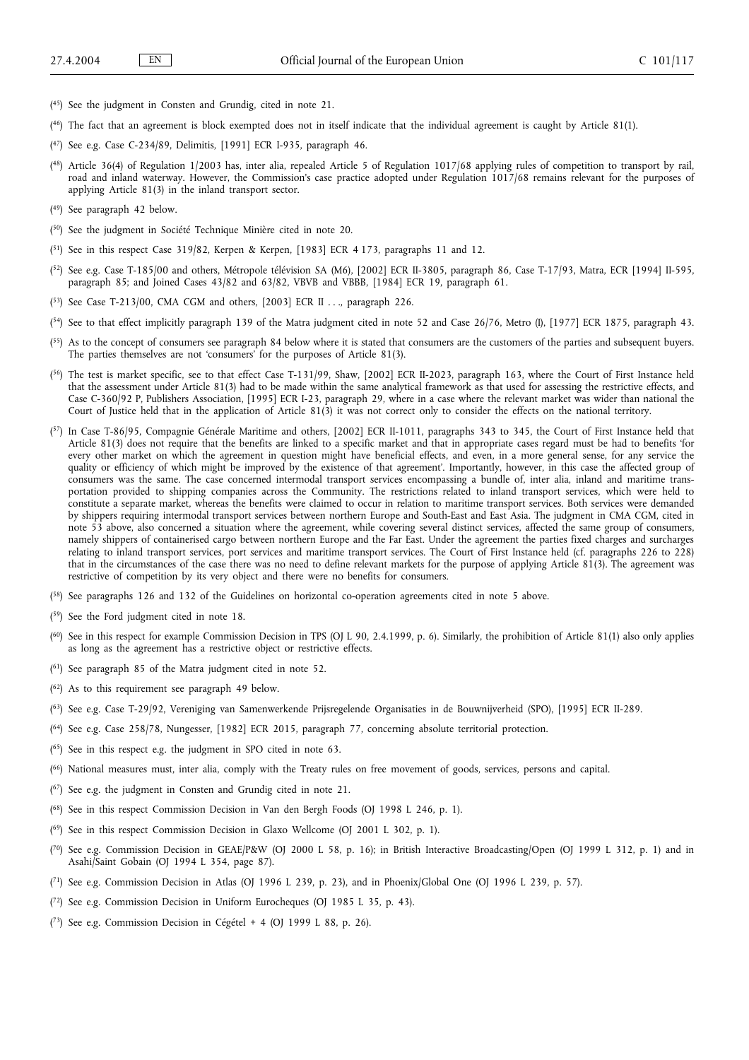([45]) See the judgment in Consten and Grundig, cited in note 21.

([46]) The fact that an agreement is block exempted does not in itself indicate that the individual agreement is caught by Article 81(1).

([47]) See e.g. Case C-234/89, Delimitis, [1991] ECR I-935, paragraph 46.

([48]) Article 36(4) of Regulation 1/2003 has, inter alia, repealed Article 5 of Regulation 1017/68 applying rules of competition to transport by rail, road and inland waterway. However, the Commission's case practice adopted under Regulation 1017/68 remains relevant for the purposes of applying Article 81(3) in the inland transport sector.

([49]) See paragraph 42 below.

([50]) See the judgment in Société Technique Minière cited in note 20.

([51]) See in this respect Case 319/82, Kerpen & Kerpen, [1983] ECR 4 173, paragraphs 11 and 12.

([52]) See e.g. Case T-185/00 and others, Métropole télévision SA (M6), [2002] ECR II-3805, paragraph 86, Case T-17/93, Matra, ECR [1994] II-595, paragraph 85; and Joined Cases 43/82 and 63/82, VBVB and VBBB, [1984] ECR 19, paragraph 61.

([53]) See Case T-213/00, CMA CGM and others, [2003] ECR II . . ., paragraph 226.

([54]) See to that effect implicitly paragraph 139 of the Matra judgment cited in note 52 and Case 26/76, Metro (I), [1977] ECR 1875, paragraph 43.

([55]) As to the concept of consumers see paragraph 84 below where it is stated that consumers are the customers of the parties and subsequent buyers. The parties themselves are not 'consumers' for the purposes of Article 81(3).

([56]) The test is market specific, see to that effect Case T-131/99, Shaw, [2002] ECR II-2023, paragraph 163, where the Court of First Instance held that the assessment under Article 81(3) had to be made within the same analytical framework as that used for assessing the restrictive effects, and Case C-360/92 P, Publishers Association, [1995] ECR I-23, paragraph 29, where in a case where the relevant market was wider than national the Court of Justice held that in the application of Article 81(3) it was not correct only to consider the effects on the national territory.

([57]) In Case T-86/95, Compagnie Générale Maritime and others, [2002] ECR II-1011, paragraphs 343 to 345, the Court of First Instance held that Article 81(3) does not require that the benefits are linked to a specific market and that in appropriate cases regard must be had to benefits 'for every other market on which the agreement in question might have beneficial effects, and even, in a more general sense, for any service the quality or efficiency of which might be improved by the existence of that agreement'. Importantly, however, in this case the affected group of consumers was the same. The case concerned intermodal transport services encompassing a bundle of, inter alia, inland and maritime transportation provided to shipping companies across the Community. The restrictions related to inland transport services, which were held to constitute a separate market, whereas the benefits were claimed to occur in relation to maritime transport services. Both services were demanded by shippers requiring intermodal transport services between northern Europe and South-East and East Asia. The judgment in CMA CGM, cited in note 53 above, also concerned a situation where the agreement, while covering several distinct services, affected the same group of consumers, namely shippers of containerised cargo between northern Europe and the Far East. Under the agreement the parties fixed charges and surcharges relating to inland transport services, port services and maritime transport services. The Court of First Instance held (cf. paragraphs 226 to 228) that in the circumstances of the case there was no need to define relevant markets for the purpose of applying Article 81(3). The agreement was restrictive of competition by its very object and there were no benefits for consumers.

([58]) See paragraphs 126 and 132 of the Guidelines on horizontal co-operation agreements cited in note 5 above.

([59]) See the Ford judgment cited in note 18.

([60]) See in this respect for example Commission Decision in TPS (OJ L 90, 2.4.1999, p. 6). Similarly, the prohibition of Article 81(1) also only applies as long as the agreement has a restrictive object or restrictive effects.

([61]) See paragraph 85 of the Matra judgment cited in note 52.

([62]) As to this requirement see paragraph 49 below.

([63]) See e.g. Case T-29/92, Vereniging van Samenwerkende Prijsregelende Organisaties in de Bouwnijverheid (SPO), [1995] ECR II-289.

([64]) See e.g. Case 258/78, Nungesser, [1982] ECR 2015, paragraph 77, concerning absolute territorial protection.

([65]) See in this respect e.g. the judgment in SPO cited in note 63.

([66]) National measures must, inter alia, comply with the Treaty rules on free movement of goods, services, persons and capital.

([67]) See e.g. the judgment in Consten and Grundig cited in note 21.

([68]) See in this respect Commission Decision in Van den Bergh Foods (OJ 1998 L 246, p. 1).

([69]) See in this respect Commission Decision in Glaxo Wellcome (OJ 2001 L 302, p. 1).

([70]) See e.g. Commission Decision in GEAE/P&W (OJ 2000 L 58, p. 16); in British Interactive Broadcasting/Open (OJ 1999 L 312, p. 1) and in Asahi/Saint Gobain (OJ 1994 L 354, page 87).

([71]) See e.g. Commission Decision in Atlas (OJ 1996 L 239, p. 23), and in Phoenix/Global One (OJ 1996 L 239, p. 57).

([72]) See e.g. Commission Decision in Uniform Eurocheques (OJ 1985 L 35, p. 43).

([73]) See e.g. Commission Decision in Cégétel + 4 (OJ 1999 L 88, p. 26).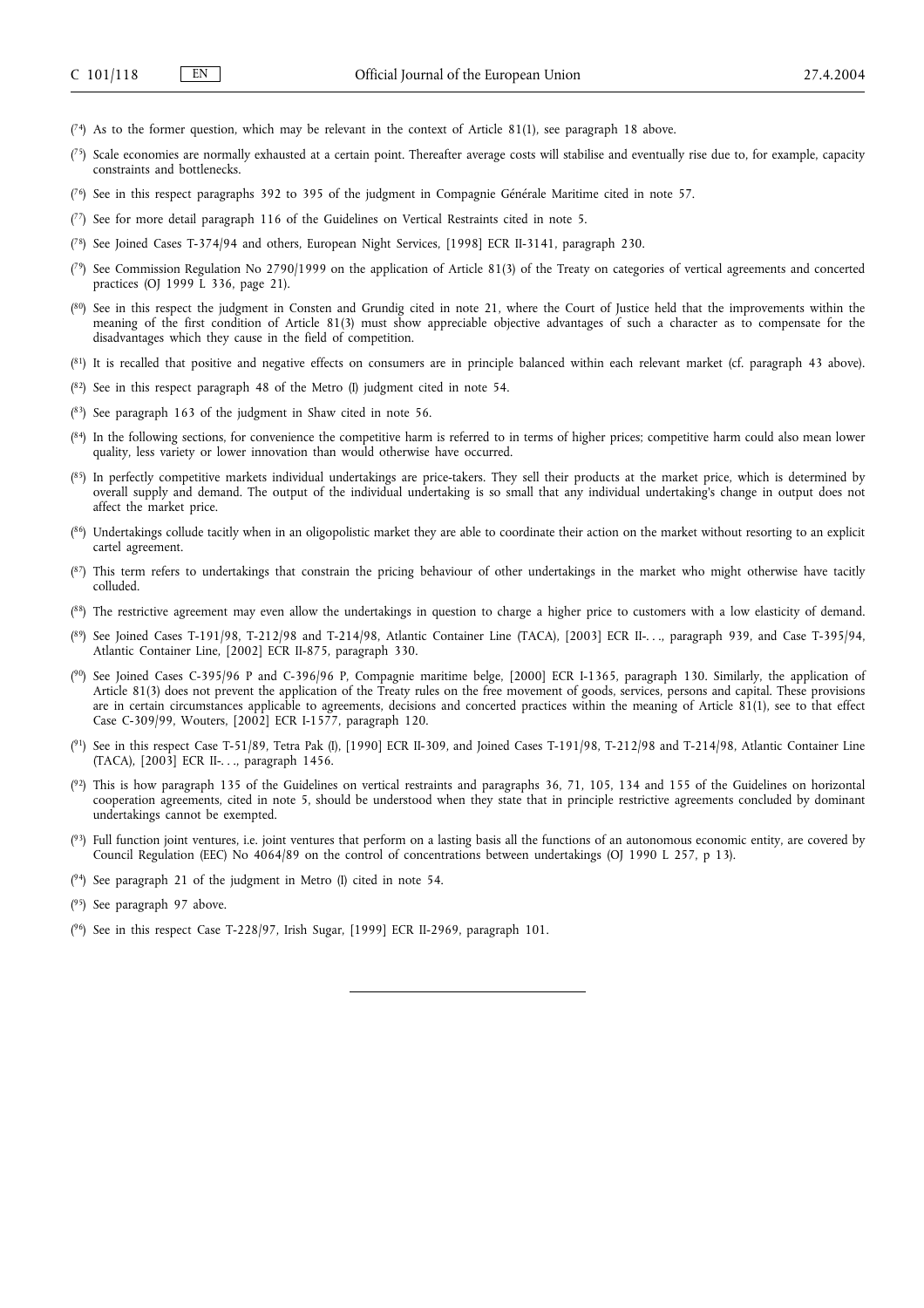([74]) As to the former question, which may be relevant in the context of Article 81(1), see paragraph 18 above.

([75]) Scale economies are normally exhausted at a certain point. Thereafter average costs will stabilise and eventually rise due to, for example, capacity constraints and bottlenecks.

([76]) See in this respect paragraphs 392 to 395 of the judgment in Compagnie Générale Maritime cited in note 57.

([77]) See for more detail paragraph 116 of the Guidelines on Vertical Restraints cited in note 5.

([78]) See Joined Cases T-374/94 and others, European Night Services, [1998] ECR II-3141, paragraph 230.

([79]) See Commission Regulation No 2790/1999 on the application of Article 81(3) of the Treaty on categories of vertical agreements and concerted practices (OJ 1999 L 336, page 21).

([80]) See in this respect the judgment in Consten and Grundig cited in note 21, where the Court of Justice held that the improvements within the meaning of the first condition of Article 81(3) must show appreciable objective advantages of such a character as to compensate for the disadvantages which they cause in the field of competition.

([81]) It is recalled that positive and negative effects on consumers are in principle balanced within each relevant market (cf. paragraph 43 above).

([82]) See in this respect paragraph 48 of the Metro (I) judgment cited in note 54.

([83]) See paragraph 163 of the judgment in Shaw cited in note 56.

([84]) In the following sections, for convenience the competitive harm is referred to in terms of higher prices; competitive harm could also mean lower quality, less variety or lower innovation than would otherwise have occurred.

([85]) In perfectly competitive markets individual undertakings are price-takers. They sell their products at the market price, which is determined by overall supply and demand. The output of the individual undertaking is so small that any individual undertaking's change in output does not affect the market price.

([86]) Undertakings collude tacitly when in an oligopolistic market they are able to coordinate their action on the market without resorting to an explicit cartel agreement.

([87]) This term refers to undertakings that constrain the pricing behaviour of other undertakings in the market who might otherwise have tacitly colluded.

([88]) The restrictive agreement may even allow the undertakings in question to charge a higher price to customers with a low elasticity of demand.

([89]) See Joined Cases T-191/98, T-212/98 and T-214/98, Atlantic Container Line (TACA), [2003] ECR II-. . ., paragraph 939, and Case T-395/94, Atlantic Container Line, [2002] ECR II-875, paragraph 330.

([90]) See Joined Cases C-395/96 P and C-396/96 P, Compagnie maritime belge, [2000] ECR I-1365, paragraph 130. Similarly, the application of Article 81(3) does not prevent the application of the Treaty rules on the free movement of goods, services, persons and capital. These provisions are in certain circumstances applicable to agreements, decisions and concerted practices within the meaning of Article 81(1), see to that effect Case C-309/99, Wouters, [2002] ECR I-1577, paragraph 120.

([91]) See in this respect Case T-51/89, Tetra Pak (I), [1990] ECR II-309, and Joined Cases T-191/98, T-212/98 and T-214/98, Atlantic Container Line (TACA), [2003] ECR II-. . ., paragraph 1456.

([92]) This is how paragraph 135 of the Guidelines on vertical restraints and paragraphs 36, 71, 105, 134 and 155 of the Guidelines on horizontal cooperation agreements, cited in note 5, should be understood when they state that in principle restrictive agreements concluded by dominant undertakings cannot be exempted.

([93]) Full function joint ventures, i.e. joint ventures that perform on a lasting basis all the functions of an autonomous economic entity, are covered by Council Regulation (EEC) No 4064/89 on the control of concentrations between undertakings (OJ 1990 L 257, p 13).

([94]) See paragraph 21 of the judgment in Metro (I) cited in note 54.

([95]) See paragraph 97 above.

([96]) See in this respect Case T-228/97, Irish Sugar, [1999] ECR II-2969, paragraph 101.